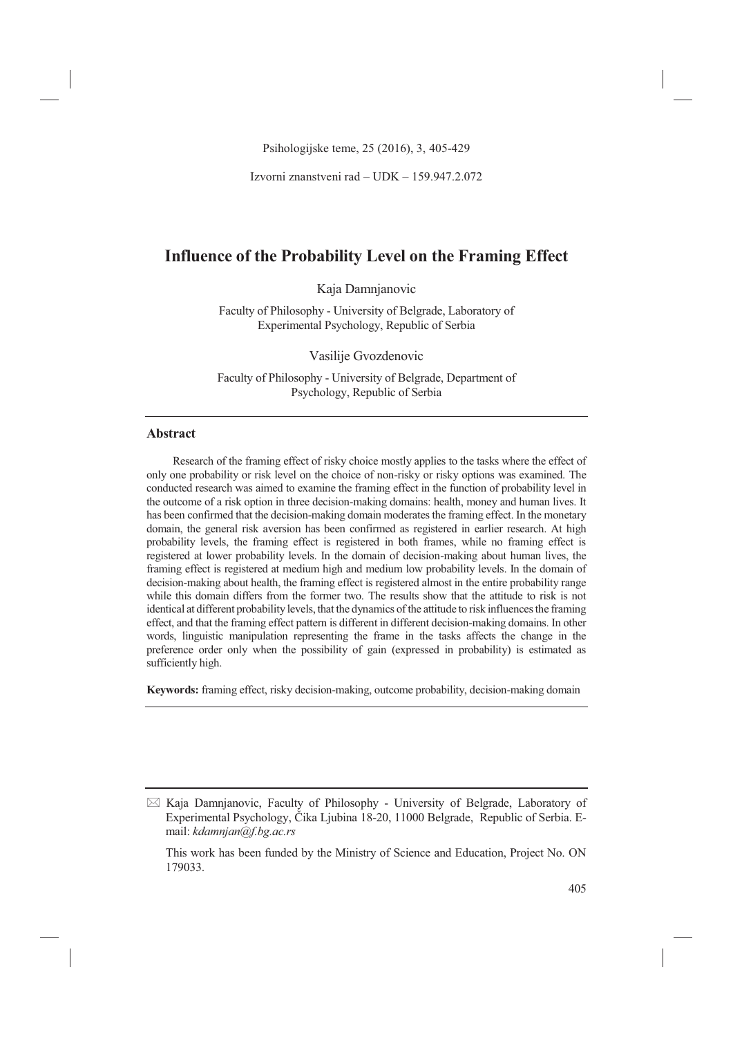Psihologijske teme, 25 (2016), 3, 405-429

Izvorni znanstveni rad – UDK – 159.947.2.072

# Influence of the Probability Level on the Framing Effect

Kaja Damnjanovic

Faculty of Philosophy - University of Belgrade, Laboratory of Experimental Psychology, Republic of Serbia

Vasilije Gvozdenovic

Faculty of Philosophy - University of Belgrade, Department of Psychology, Republic of Serbia

## Abstract

Research of the framing effect of risky choice mostly applies to the tasks where the effect of only one probability or risk level on the choice of non-risky or risky options was examined. The conducted research was aimed to examine the framing effect in the function of probability level in the outcome of a risk option in three decision-making domains: health, money and human lives. It has been confirmed that the decision-making domain moderates the framing effect. In the monetary domain, the general risk aversion has been confirmed as registered in earlier research. At high probability levels, the framing effect is registered in both frames, while no framing effect is registered at lower probability levels. In the domain of decision-making about human lives, the framing effect is registered at medium high and medium low probability levels. In the domain of decision-making about health, the framing effect is registered almost in the entire probability range while this domain differs from the former two. The results show that the attitude to risk is not identical at different probability levels, that the dynamics of the attitude to risk influences the framing effect, and that the framing effect pattern is different in different decision-making domains. In other words, linguistic manipulation representing the frame in the tasks affects the change in the preference order only when the possibility of gain (expressed in probability) is estimated as sufficiently high.

**Keywords:** framing effect, risky decision-making, outcome probability, decision-making domain

---

✉ Kaja Damnjanovic, Faculty of Philosophy - University of Belgrade, Laboratory of Experimental Psychology, Čika Ljubina 18-20, 11000 Belgrade, Republic of Serbia. E-mail: *kdamnjan@f.bg.ac.rs*

This work has been funded by the Ministry of Science and Education, Project No. ON 179033.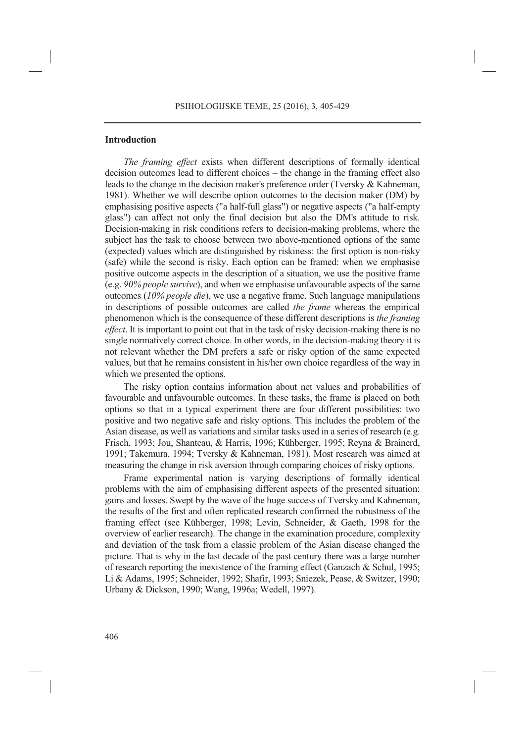## Introduction

*The framing effect* exists when different descriptions of formally identical decision outcomes lead to different choices – the change in the framing effect also leads to the change in the decision maker's preference order (Tversky & Kahneman, 1981). Whether we will describe option outcomes to the decision maker (DM) by emphasising positive aspects ("a half-full glass") or negative aspects ("a half-empty glass") can affect not only the final decision but also the DM's attitude to risk. Decision-making in risk conditions refers to decision-making problems, where the subject has the task to choose between two above-mentioned options of the same (expected) values which are distinguished by riskiness: the first option is non-risky (safe) while the second is risky. Each option can be framed: when we emphasise positive outcome aspects in the description of a situation, we use the positive frame (e.g. *90% people survive*), and when we emphasise unfavourable aspects of the same outcomes (*10% people die*), we use a negative frame. Such language manipulations in descriptions of possible outcomes are called *the frame* whereas the empirical phenomenon which is the consequence of these different descriptions is *the framing effect*. It is important to point out that in the task of risky decision-making there is no single normatively correct choice. In other words, in the decision-making theory it is not relevant whether the DM prefers a safe or risky option of the same expected values, but that he remains consistent in his/her own choice regardless of the way in which we presented the options.

The risky option contains information about net values and probabilities of favourable and unfavourable outcomes. In these tasks, the frame is placed on both options so that in a typical experiment there are four different possibilities: two positive and two negative safe and risky options. This includes the problem of the Asian disease, as well as variations and similar tasks used in a series of research (e.g. Frisch, 1993; Jou, Shanteau, & Harris, 1996; Kühberger, 1995; Reyna & Brainerd, 1991; Takemura, 1994; Tversky & Kahneman, 1981). Most research was aimed at measuring the change in risk aversion through comparing choices of risky options.

Frame experimental nation is varying descriptions of formally identical problems with the aim of emphasising different aspects of the presented situation: gains and losses. Swept by the wave of the huge success of Tversky and Kahneman, the results of the first and often replicated research confirmed the robustness of the framing effect (see Kühberger, 1998; Levin, Schneider, & Gaeth, 1998 for the overview of earlier research). The change in the examination procedure, complexity and deviation of the task from a classic problem of the Asian disease changed the picture. That is why in the last decade of the past century there was a large number of research reporting the inexistence of the framing effect (Ganzach & Schul, 1995; Li & Adams, 1995; Schneider, 1992; Shafir, 1993; Sniezek, Pease, & Switzer, 1990; Urbany & Dickson, 1990; Wang, 1996a; Wedell, 1997).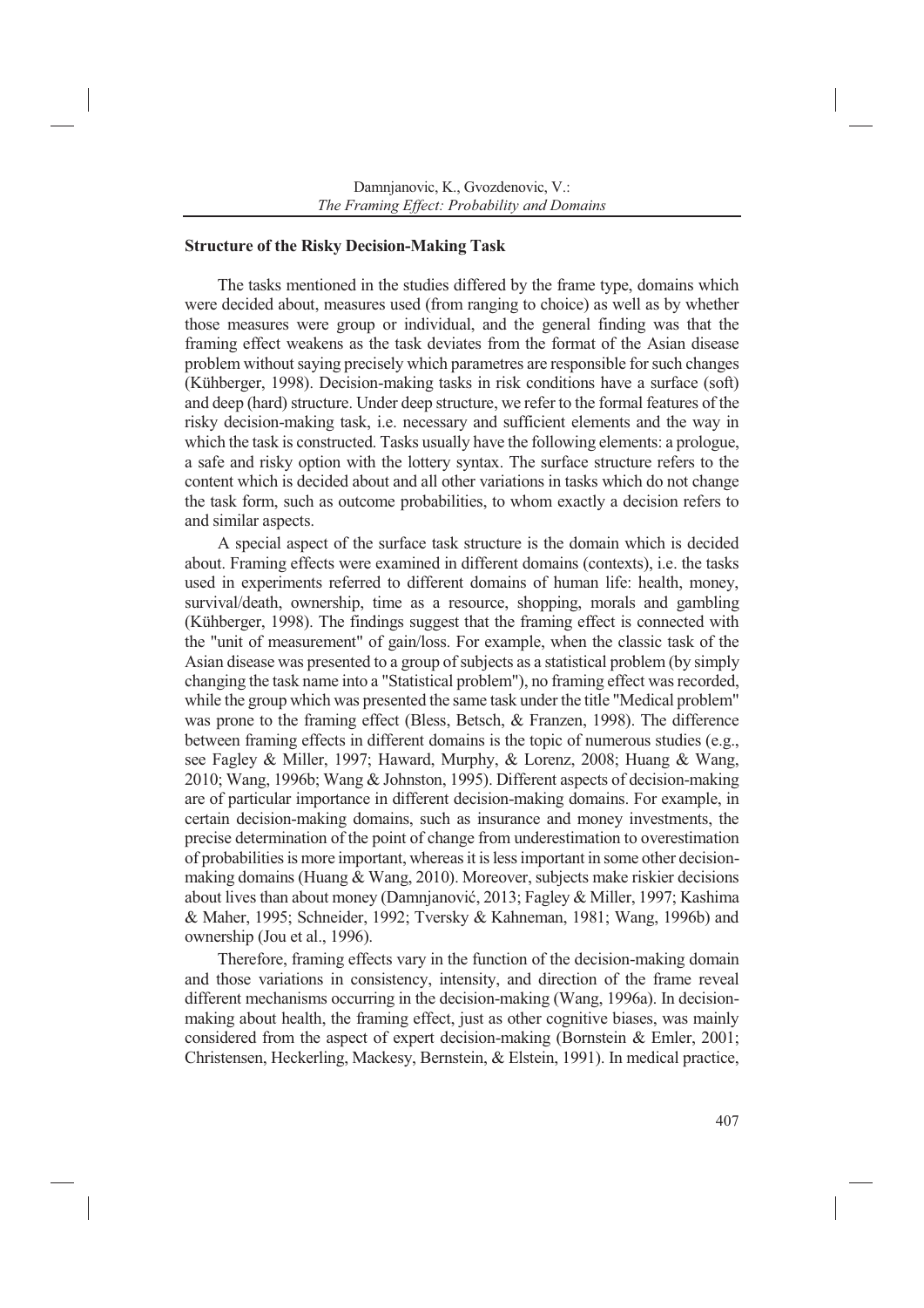**Structure of the Risky Decision-Making Task**

The tasks mentioned in the studies differed by the frame type, domains which were decided about, measures used (from ranging to choice) as well as by whether those measures were group or individual, and the general finding was that the framing effect weakens as the task deviates from the format of the Asian disease problem without saying precisely which parametres are responsible for such changes (Kühberger, 1998). Decision-making tasks in risk conditions have a surface (soft) and deep (hard) structure. Under deep structure, we refer to the formal features of the risky decision-making task, i.e. necessary and sufficient elements and the way in which the task is constructed. Tasks usually have the following elements: a prologue, a safe and risky option with the lottery syntax. The surface structure refers to the content which is decided about and all other variations in tasks which do not change the task form, such as outcome probabilities, to whom exactly a decision refers to and similar aspects.

A special aspect of the surface task structure is the domain which is decided about. Framing effects were examined in different domains (contexts), i.e. the tasks used in experiments referred to different domains of human life: health, money, survival/death, ownership, time as a resource, shopping, morals and gambling (Kühberger, 1998). The findings suggest that the framing effect is connected with the "unit of measurement" of gain/loss. For example, when the classic task of the Asian disease was presented to a group of subjects as a statistical problem (by simply changing the task name into a "Statistical problem"), no framing effect was recorded, while the group which was presented the same task under the title "Medical problem" was prone to the framing effect (Bless, Betsch, & Franzen, 1998). The difference between framing effects in different domains is the topic of numerous studies (e.g., see Fagley & Miller, 1997; Haward, Murphy, & Lorenz, 2008; Huang & Wang, 2010; Wang, 1996b; Wang & Johnston, 1995). Different aspects of decision-making are of particular importance in different decision-making domains. For example, in certain decision-making domains, such as insurance and money investments, the precise determination of the point of change from underestimation to overestimation of probabilities is more important, whereas it is less important in some other decision-making domains (Huang & Wang, 2010). Moreover, subjects make riskier decisions about lives than about money (Damnjanović, 2013; Fagley & Miller, 1997; Kashima & Maher, 1995; Schneider, 1992; Tversky & Kahneman, 1981; Wang, 1996b) and ownership (Jou et al., 1996).

Therefore, framing effects vary in the function of the decision-making domain and those variations in consistency, intensity, and direction of the frame reveal different mechanisms occurring in the decision-making (Wang, 1996a). In decision-making about health, the framing effect, just as other cognitive biases, was mainly considered from the aspect of expert decision-making (Bornstein & Emler, 2001; Christensen, Heckerling, Mackesy, Bernstein, & Elstein, 1991). In medical practice,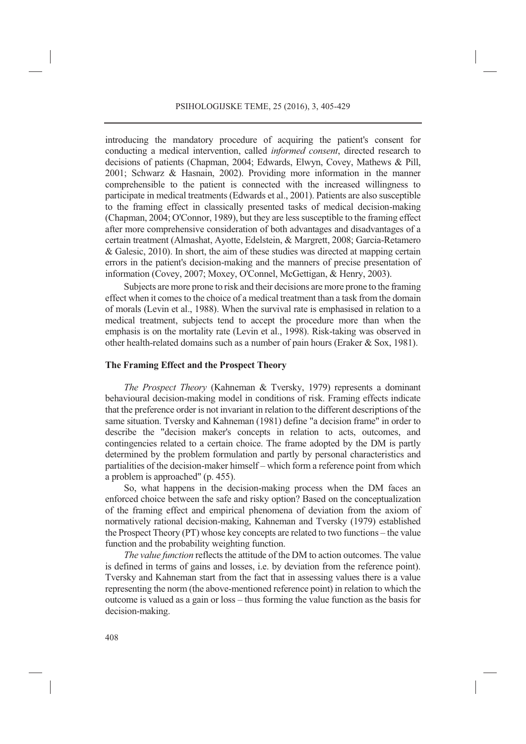introducing the mandatory procedure of acquiring the patient's consent for conducting a medical intervention, called *informed consent*, directed research to decisions of patients (Chapman, 2004; Edwards, Elwyn, Covey, Mathews & Pill, 2001; Schwarz & Hasnain, 2002). Providing more information in the manner comprehensible to the patient is connected with the increased willingness to participate in medical treatments (Edwards et al., 2001). Patients are also susceptible to the framing effect in classically presented tasks of medical decision-making (Chapman, 2004; O'Connor, 1989), but they are less susceptible to the framing effect after more comprehensive consideration of both advantages and disadvantages of a certain treatment (Almashat, Ayotte, Edelstein, & Margrett, 2008; Garcia-Retamero & Galesic, 2010). In short, the aim of these studies was directed at mapping certain errors in the patient's decision-making and the manners of precise presentation of information (Covey, 2007; Moxey, O'Connel, McGettigan, & Henry, 2003).

Subjects are more prone to risk and their decisions are more prone to the framing effect when it comes to the choice of a medical treatment than a task from the domain of morals (Levin et al., 1988). When the survival rate is emphasised in relation to a medical treatment, subjects tend to accept the procedure more than when the emphasis is on the mortality rate (Levin et al., 1998). Risk-taking was observed in other health-related domains such as a number of pain hours (Eraker & Sox, 1981).

## The Framing Effect and the Prospect Theory

*The Prospect Theory* (Kahneman & Tversky, 1979) represents a dominant behavioural decision-making model in conditions of risk. Framing effects indicate that the preference order is not invariant in relation to the different descriptions of the same situation. Tversky and Kahneman (1981) define "a decision frame" in order to describe the "decision maker's concepts in relation to acts, outcomes, and contingencies related to a certain choice. The frame adopted by the DM is partly determined by the problem formulation and partly by personal characteristics and partialities of the decision-maker himself – which form a reference point from which a problem is approached" (p. 455).

So, what happens in the decision-making process when the DM faces an enforced choice between the safe and risky option? Based on the conceptualization of the framing effect and empirical phenomena of deviation from the axiom of normatively rational decision-making, Kahneman and Tversky (1979) established the Prospect Theory (PT) whose key concepts are related to two functions – the value function and the probability weighting function.

*The value function* reflects the attitude of the DM to action outcomes. The value is defined in terms of gains and losses, i.e. by deviation from the reference point). Tversky and Kahneman start from the fact that in assessing values there is a value representing the norm (the above-mentioned reference point) in relation to which the outcome is valued as a gain or loss – thus forming the value function as the basis for decision-making.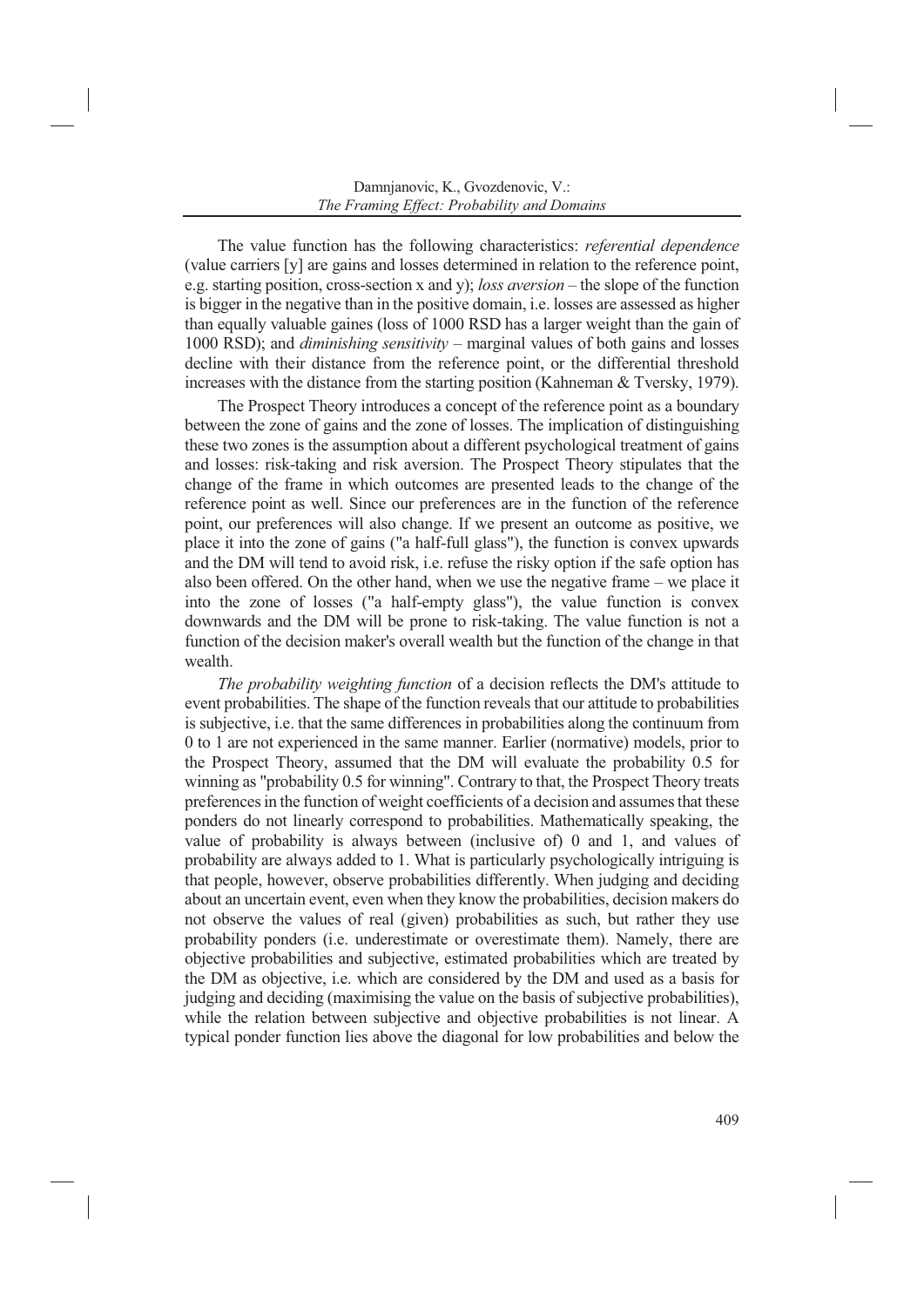The value function has the following characteristics: *referential dependence* (value carriers [y] are gains and losses determined in relation to the reference point, e.g. starting position, cross-section x and y); *loss aversion* – the slope of the function is bigger in the negative than in the positive domain, i.e. losses are assessed as higher than equally valuable gaines (loss of 1000 RSD has a larger weight than the gain of 1000 RSD); and *diminishing sensitivity* – marginal values of both gains and losses decline with their distance from the reference point, or the differential threshold increases with the distance from the starting position (Kahneman & Tversky, 1979).

The Prospect Theory introduces a concept of the reference point as a boundary between the zone of gains and the zone of losses. The implication of distinguishing these two zones is the assumption about a different psychological treatment of gains and losses: risk-taking and risk aversion. The Prospect Theory stipulates that the change of the frame in which outcomes are presented leads to the change of the reference point as well. Since our preferences are in the function of the reference point, our preferences will also change. If we present an outcome as positive, we place it into the zone of gains ("a half-full glass"), the function is convex upwards and the DM will tend to avoid risk, i.e. refuse the risky option if the safe option has also been offered. On the other hand, when we use the negative frame – we place it into the zone of losses ("a half-empty glass"), the value function is convex downwards and the DM will be prone to risk-taking. The value function is not a function of the decision maker's overall wealth but the function of the change in that wealth.

*The probability weighting function* of a decision reflects the DM's attitude to event probabilities. The shape of the function reveals that our attitude to probabilities is subjective, i.e. that the same differences in probabilities along the continuum from 0 to 1 are not experienced in the same manner. Earlier (normative) models, prior to the Prospect Theory, assumed that the DM will evaluate the probability 0.5 for winning as "probability 0.5 for winning". Contrary to that, the Prospect Theory treats preferences in the function of weight coefficients of a decision and assumes that these ponders do not linearly correspond to probabilities. Mathematically speaking, the value of probability is always between (inclusive of) 0 and 1, and values of probability are always added to 1. What is particularly psychologically intriguing is that people, however, observe probabilities differently. When judging and deciding about an uncertain event, even when they know the probabilities, decision makers do not observe the values of real (given) probabilities as such, but rather they use probability ponders (i.e. underestimate or overestimate them). Namely, there are objective probabilities and subjective, estimated probabilities which are treated by the DM as objective, i.e. which are considered by the DM and used as a basis for judging and deciding (maximising the value on the basis of subjective probabilities), while the relation between subjective and objective probabilities is not linear. A typical ponder function lies above the diagonal for low probabilities and below the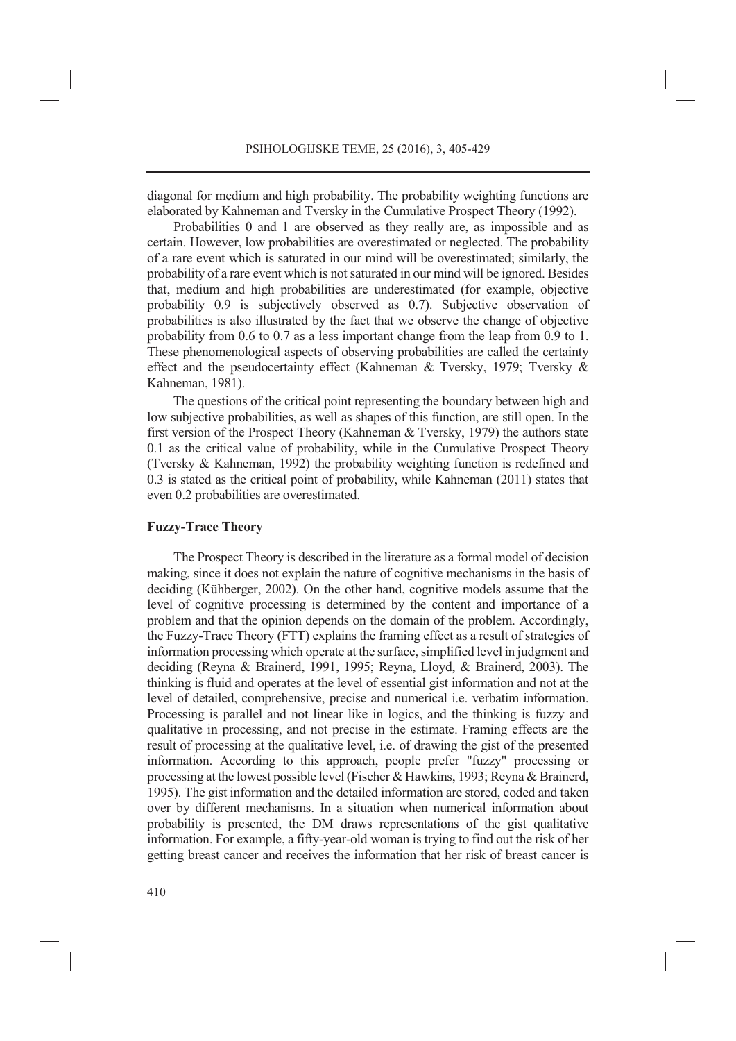diagonal for medium and high probability. The probability weighting functions are elaborated by Kahneman and Tversky in the Cumulative Prospect Theory (1992).

Probabilities 0 and 1 are observed as they really are, as impossible and as certain. However, low probabilities are overestimated or neglected. The probability of a rare event which is saturated in our mind will be overestimated; similarly, the probability of a rare event which is not saturated in our mind will be ignored. Besides that, medium and high probabilities are underestimated (for example, objective probability 0.9 is subjectively observed as 0.7). Subjective observation of probabilities is also illustrated by the fact that we observe the change of objective probability from 0.6 to 0.7 as a less important change from the leap from 0.9 to 1. These phenomenological aspects of observing probabilities are called the certainty effect and the pseudocertainty effect (Kahneman & Tversky, 1979; Tversky & Kahneman, 1981).

The questions of the critical point representing the boundary between high and low subjective probabilities, as well as shapes of this function, are still open. In the first version of the Prospect Theory (Kahneman & Tversky, 1979) the authors state 0.1 as the critical value of probability, while in the Cumulative Prospect Theory (Tversky & Kahneman, 1992) the probability weighting function is redefined and 0.3 is stated as the critical point of probability, while Kahneman (2011) states that even 0.2 probabilities are overestimated.

### Fuzzy-Trace Theory

The Prospect Theory is described in the literature as a formal model of decision making, since it does not explain the nature of cognitive mechanisms in the basis of deciding (Kühberger, 2002). On the other hand, cognitive models assume that the level of cognitive processing is determined by the content and importance of a problem and that the opinion depends on the domain of the problem. Accordingly, the Fuzzy-Trace Theory (FTT) explains the framing effect as a result of strategies of information processing which operate at the surface, simplified level in judgment and deciding (Reyna & Brainerd, 1991, 1995; Reyna, Lloyd, & Brainerd, 2003). The thinking is fluid and operates at the level of essential gist information and not at the level of detailed, comprehensive, precise and numerical i.e. verbatim information. Processing is parallel and not linear like in logics, and the thinking is fuzzy and qualitative in processing, and not precise in the estimate. Framing effects are the result of processing at the qualitative level, i.e. of drawing the gist of the presented information. According to this approach, people prefer "fuzzy" processing or processing at the lowest possible level (Fischer & Hawkins, 1993; Reyna & Brainerd, 1995). The gist information and the detailed information are stored, coded and taken over by different mechanisms. In a situation when numerical information about probability is presented, the DM draws representations of the gist qualitative information. For example, a fifty-year-old woman is trying to find out the risk of her getting breast cancer and receives the information that her risk of breast cancer is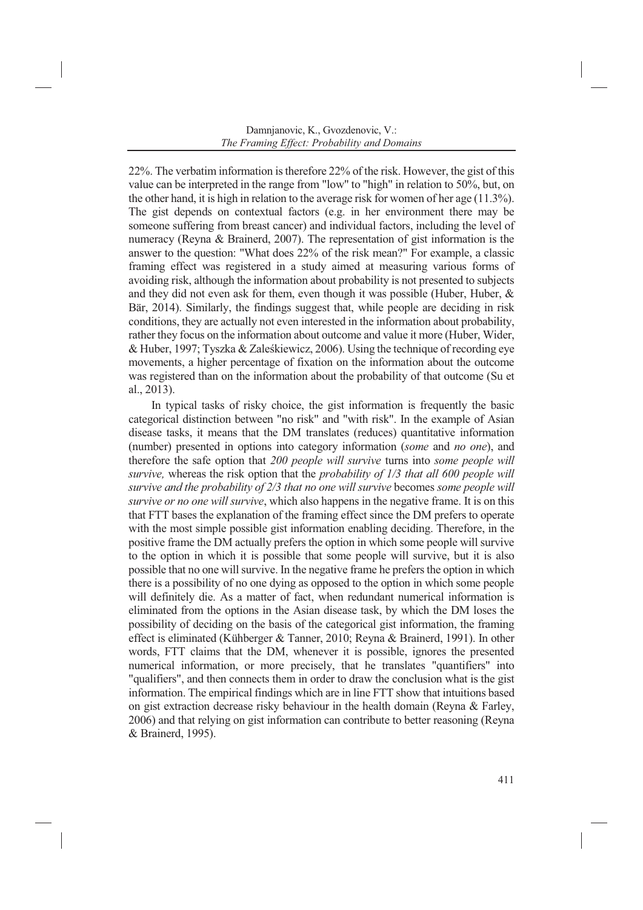22%. The verbatim information is therefore 22% of the risk. However, the gist of this value can be interpreted in the range from "low" to "high" in relation to 50%, but, on the other hand, it is high in relation to the average risk for women of her age (11.3%). The gist depends on contextual factors (e.g. in her environment there may be someone suffering from breast cancer) and individual factors, including the level of numeracy (Reyna & Brainerd, 2007). The representation of gist information is the answer to the question: "What does 22% of the risk mean?" For example, a classic framing effect was registered in a study aimed at measuring various forms of avoiding risk, although the information about probability is not presented to subjects and they did not even ask for them, even though it was possible (Huber, Huber, & Bär, 2014). Similarly, the findings suggest that, while people are deciding in risk conditions, they are actually not even interested in the information about probability, rather they focus on the information about outcome and value it more (Huber, Wider, & Huber, 1997; Tyszka & Zaleśkiewicz, 2006). Using the technique of recording eye movements, a higher percentage of fixation on the information about the outcome was registered than on the information about the probability of that outcome (Su et al., 2013).

In typical tasks of risky choice, the gist information is frequently the basic categorical distinction between "no risk" and "with risk". In the example of Asian disease tasks, it means that the DM translates (reduces) quantitative information (number) presented in options into category information (*some* and *no one*), and therefore the safe option that *200 people will survive* turns into *some people will survive,* whereas the risk option that the *probability of 1/3 that all 600 people will survive and the probability of 2/3 that no one will survive* becomes *some people will survive or no one will survive*, which also happens in the negative frame. It is on this that FTT bases the explanation of the framing effect since the DM prefers to operate with the most simple possible gist information enabling deciding. Therefore, in the positive frame the DM actually prefers the option in which some people will survive to the option in which it is possible that some people will survive, but it is also possible that no one will survive. In the negative frame he prefers the option in which there is a possibility of no one dying as opposed to the option in which some people will definitely die. As a matter of fact, when redundant numerical information is eliminated from the options in the Asian disease task, by which the DM loses the possibility of deciding on the basis of the categorical gist information, the framing effect is eliminated (Kühberger & Tanner, 2010; Reyna & Brainerd, 1991). In other words, FTT claims that the DM, whenever it is possible, ignores the presented numerical information, or more precisely, that he translates "quantifiers" into "qualifiers", and then connects them in order to draw the conclusion what is the gist information. The empirical findings which are in line FTT show that intuitions based on gist extraction decrease risky behaviour in the health domain (Reyna & Farley, 2006) and that relying on gist information can contribute to better reasoning (Reyna & Brainerd, 1995).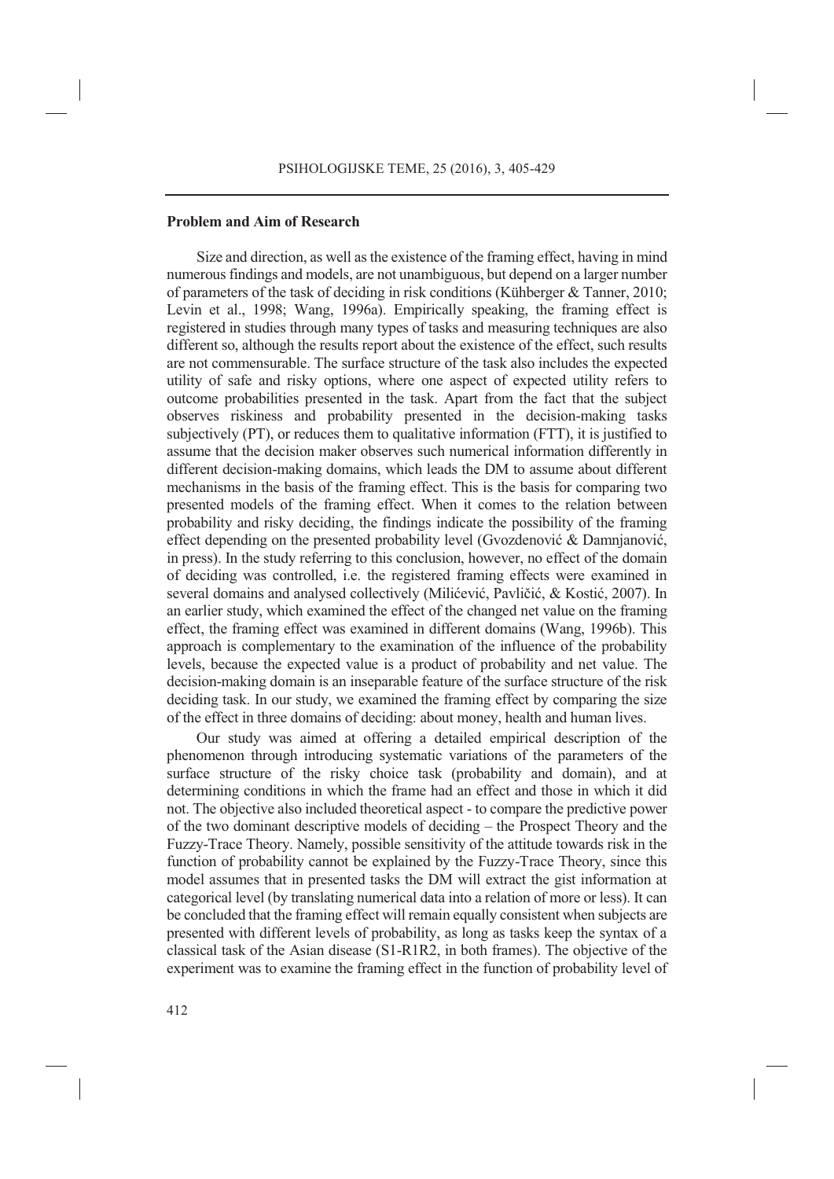### Problem and Aim of Research

Size and direction, as well as the existence of the framing effect, having in mind numerous findings and models, are not unambiguous, but depend on a larger number of parameters of the task of deciding in risk conditions (Kühberger & Tanner, 2010; Levin et al., 1998; Wang, 1996a). Empirically speaking, the framing effect is registered in studies through many types of tasks and measuring techniques are also different so, although the results report about the existence of the effect, such results are not commensurable. The surface structure of the task also includes the expected utility of safe and risky options, where one aspect of expected utility refers to outcome probabilities presented in the task. Apart from the fact that the subject observes riskiness and probability presented in the decision-making tasks subjectively (PT), or reduces them to qualitative information (FTT), it is justified to assume that the decision maker observes such numerical information differently in different decision-making domains, which leads the DM to assume about different mechanisms in the basis of the framing effect. This is the basis for comparing two presented models of the framing effect. When it comes to the relation between probability and risky deciding, the findings indicate the possibility of the framing effect depending on the presented probability level (Gvozdenović & Damnjanović, in press). In the study referring to this conclusion, however, no effect of the domain of deciding was controlled, i.e. the registered framing effects were examined in several domains and analysed collectively (Milićević, Pavličić, & Kostić, 2007). In an earlier study, which examined the effect of the changed net value on the framing effect, the framing effect was examined in different domains (Wang, 1996b). This approach is complementary to the examination of the influence of the probability levels, because the expected value is a product of probability and net value. The decision-making domain is an inseparable feature of the surface structure of the risk deciding task. In our study, we examined the framing effect by comparing the size of the effect in three domains of deciding: about money, health and human lives.

Our study was aimed at offering a detailed empirical description of the phenomenon through introducing systematic variations of the parameters of the surface structure of the risky choice task (probability and domain), and at determining conditions in which the frame had an effect and those in which it did not. The objective also included theoretical aspect - to compare the predictive power of the two dominant descriptive models of deciding – the Prospect Theory and the Fuzzy-Trace Theory. Namely, possible sensitivity of the attitude towards risk in the function of probability cannot be explained by the Fuzzy-Trace Theory, since this model assumes that in presented tasks the DM will extract the gist information at categorical level (by translating numerical data into a relation of more or less). It can be concluded that the framing effect will remain equally consistent when subjects are presented with different levels of probability, as long as tasks keep the syntax of a classical task of the Asian disease (S1-R1R2, in both frames). The objective of the experiment was to examine the framing effect in the function of probability level of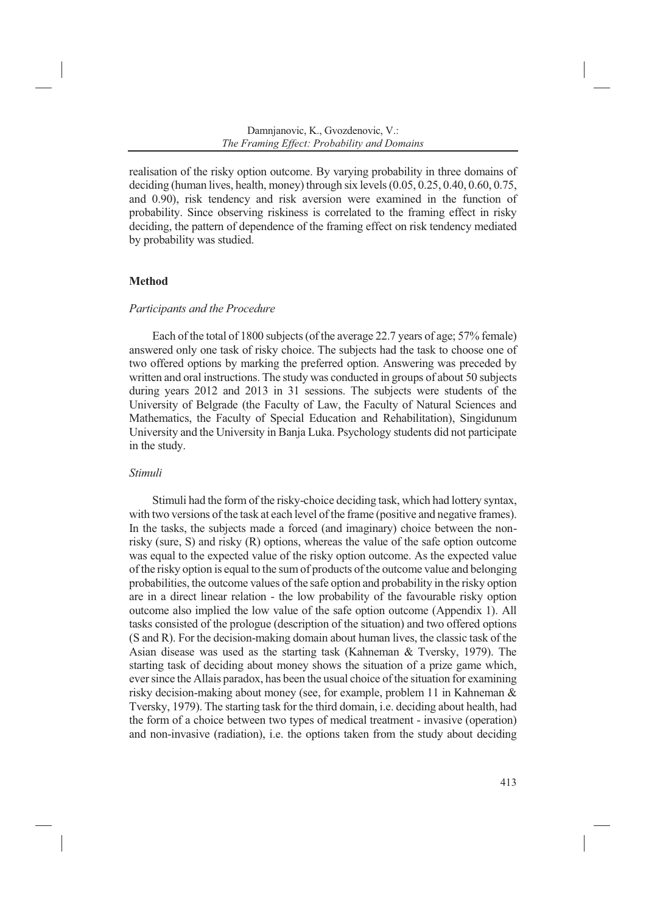realisation of the risky option outcome. By varying probability in three domains of deciding (human lives, health, money) through six levels (0.05, 0.25, 0.40, 0.60, 0.75, and 0.90), risk tendency and risk aversion were examined in the function of probability. Since observing riskiness is correlated to the framing effect in risky deciding, the pattern of dependence of the framing effect on risk tendency mediated by probability was studied.

## Method

### *Participants and the Procedure*

Each of the total of 1800 subjects (of the average 22.7 years of age; 57% female) answered only one task of risky choice. The subjects had the task to choose one of two offered options by marking the preferred option. Answering was preceded by written and oral instructions. The study was conducted in groups of about 50 subjects during years 2012 and 2013 in 31 sessions. The subjects were students of the University of Belgrade (the Faculty of Law, the Faculty of Natural Sciences and Mathematics, the Faculty of Special Education and Rehabilitation), Singidunum University and the University in Banja Luka. Psychology students did not participate in the study.

### *Stimuli*

Stimuli had the form of the risky-choice deciding task, which had lottery syntax, with two versions of the task at each level of the frame (positive and negative frames). In the tasks, the subjects made a forced (and imaginary) choice between the non-risky (sure, S) and risky (R) options, whereas the value of the safe option outcome was equal to the expected value of the risky option outcome. As the expected value of the risky option is equal to the sum of products of the outcome value and belonging probabilities, the outcome values of the safe option and probability in the risky option are in a direct linear relation - the low probability of the favourable risky option outcome also implied the low value of the safe option outcome (Appendix 1). All tasks consisted of the prologue (description of the situation) and two offered options (S and R). For the decision-making domain about human lives, the classic task of the Asian disease was used as the starting task (Kahneman & Tversky, 1979). The starting task of deciding about money shows the situation of a prize game which, ever since the Allais paradox, has been the usual choice of the situation for examining risky decision-making about money (see, for example, problem 11 in Kahneman & Tversky, 1979). The starting task for the third domain, i.e. deciding about health, had the form of a choice between two types of medical treatment - invasive (operation) and non-invasive (radiation), i.e. the options taken from the study about deciding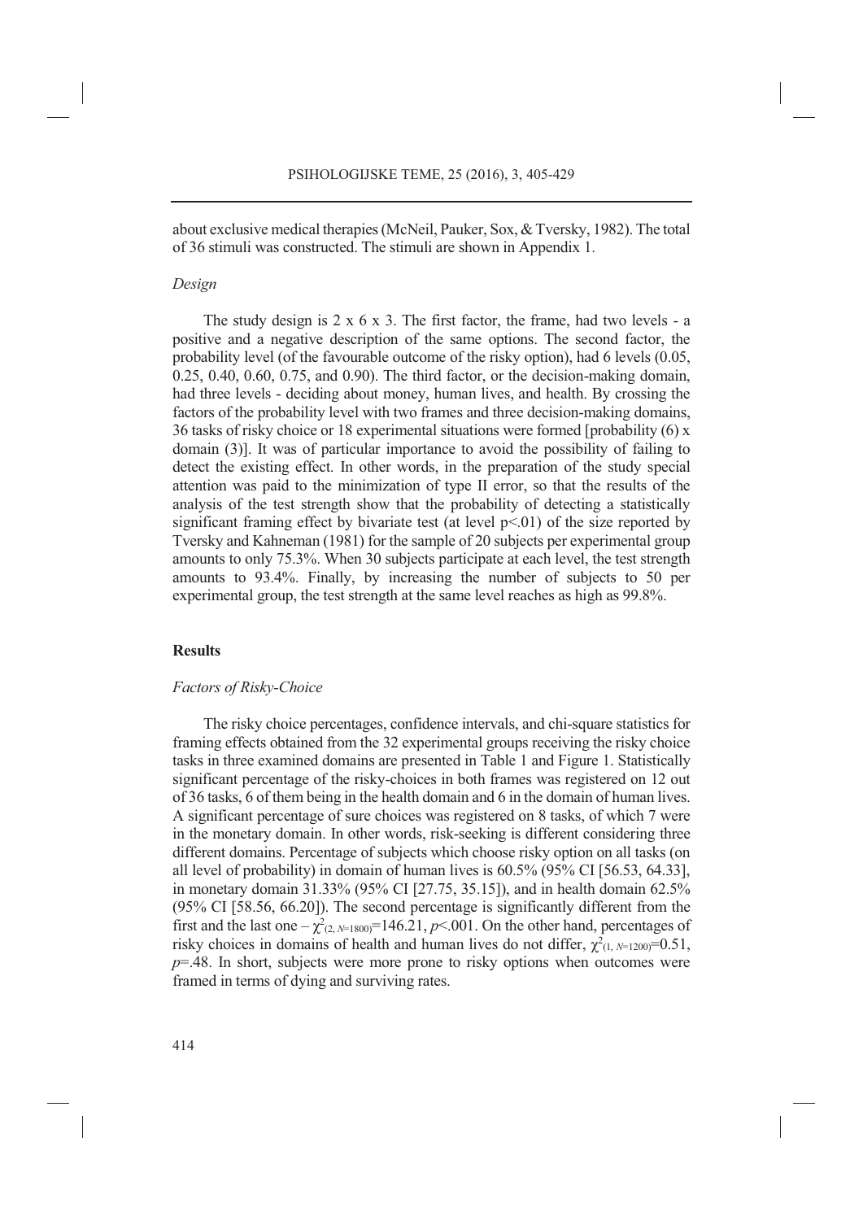about exclusive medical therapies (McNeil, Pauker, Sox, & Tversky, 1982). The total of 36 stimuli was constructed. The stimuli are shown in Appendix 1.

*Design*

The study design is 2 x 6 x 3. The first factor, the frame, had two levels - a positive and a negative description of the same options. The second factor, the probability level (of the favourable outcome of the risky option), had 6 levels (0.05, 0.25, 0.40, 0.60, 0.75, and 0.90). The third factor, or the decision-making domain, had three levels - deciding about money, human lives, and health. By crossing the factors of the probability level with two frames and three decision-making domains, 36 tasks of risky choice or 18 experimental situations were formed [probability (6) x domain (3)]. It was of particular importance to avoid the possibility of failing to detect the existing effect. In other words, in the preparation of the study special attention was paid to the minimization of type II error, so that the results of the analysis of the test strength show that the probability of detecting a statistically significant framing effect by bivariate test (at level $p<.01$) of the size reported by Tversky and Kahneman (1981) for the sample of 20 subjects per experimental group amounts to only 75.3%. When 30 subjects participate at each level, the test strength amounts to 93.4%. Finally, by increasing the number of subjects to 50 per experimental group, the test strength at the same level reaches as high as 99.8%.

## Results

*Factors of Risky-Choice*

The risky choice percentages, confidence intervals, and chi-square statistics for framing effects obtained from the 32 experimental groups receiving the risky choice tasks in three examined domains are presented in Table 1 and Figure 1. Statistically significant percentage of the risky-choices in both frames was registered on 12 out of 36 tasks, 6 of them being in the health domain and 6 in the domain of human lives. A significant percentage of sure choices was registered on 8 tasks, of which 7 were in the monetary domain. In other words, risk-seeking is different considering three different domains. Percentage of subjects which choose risky option on all tasks (on all level of probability) in domain of human lives is 60.5% (95% CI [56.53, 64.33], in monetary domain 31.33% (95% CI [27.75, 35.15]), and in health domain 62.5% (95% CI [58.56, 66.20]). The second percentage is significantly different from the first and the last one – $\chi^2_{(2, N=1800)}=146.21$, $p<.001$. On the other hand, percentages of risky choices in domains of health and human lives do not differ, $\chi^2_{(1, N=1200)}=0.51$, $p=.48$. In short, subjects were more prone to risky options when outcomes were framed in terms of dying and surviving rates.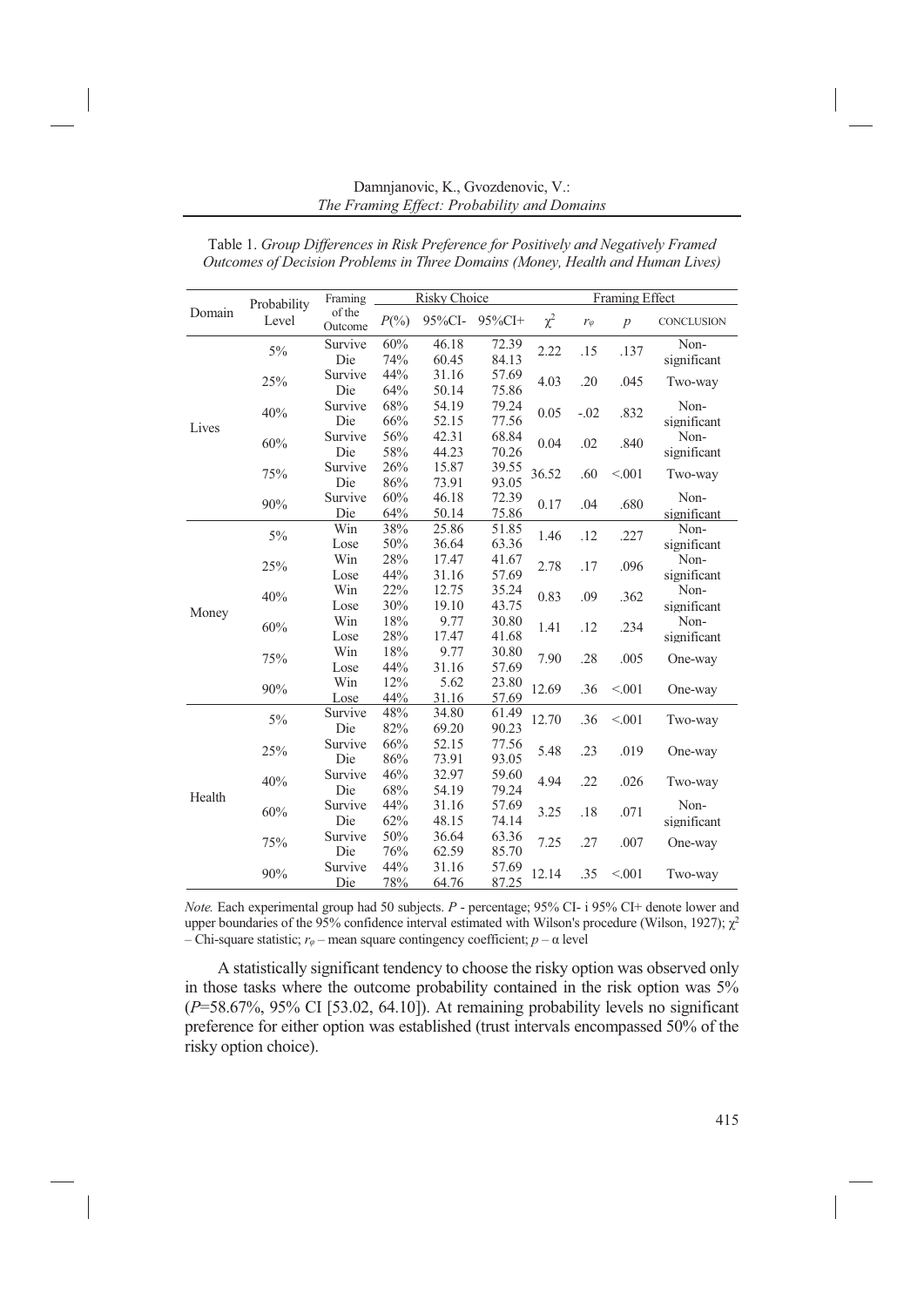Table 1. *Group Differences in Risk Preference for Positively and Negatively Framed Outcomes of Decision Problems in Three Domains (Money, Health and Human Lives)*

| Domain | Probability Level | Framing of the Outcome | Risky Choice | | | Framing Effect | | | |
|---|---|---|---|---|---|---|---|---|---|
| | | | $P$(%) | 95%CI- | 95%CI+ | $\chi^2$ | $r_\varphi$ | $p$ | CONCLUSION |
| Lives | 5% | Survive | 60% | 46.18 | 72.39 | 2.22 | .15 | .137 | Non-significant |
| | | Die | 74% | 60.45 | 84.13 | | | | |
| | 25% | Survive | 44% | 31.16 | 57.69 | 4.03 | .20 | .045 | Two-way |
| | | Die | 64% | 50.14 | 75.86 | | | | |
| | 40% | Survive | 68% | 54.19 | 79.24 | 0.05 | -.02 | .832 | Non-significant |
| | | Die | 66% | 52.15 | 77.56 | | | | |
| | 60% | Survive | 56% | 42.31 | 68.84 | 0.04 | .02 | .840 | Non-significant |
| | | Die | 58% | 44.23 | 70.26 | | | | |
| | 75% | Survive | 26% | 15.87 | 39.55 | 36.52 | .60 | <.001 | Two-way |
| | | Die | 86% | 73.91 | 93.05 | | | | |
| | 90% | Survive | 60% | 46.18 | 72.39 | 0.17 | .04 | .680 | Non-significant |
| | | Die | 64% | 50.14 | 75.86 | | | | |
| Money | 5% | Win | 38% | 25.86 | 51.85 | 1.46 | .12 | .227 | Non-significant |
| | | Lose | 50% | 36.64 | 63.36 | | | | |
| | 25% | Win | 28% | 17.47 | 41.67 | 2.78 | .17 | .096 | Non-significant |
| | | Lose | 44% | 31.16 | 57.69 | | | | |
| | 40% | Win | 22% | 12.75 | 35.24 | 0.83 | .09 | .362 | Non-significant |
| | | Lose | 30% | 19.10 | 43.75 | | | | |
| | 60% | Win | 18% | 9.77 | 30.80 | 1.41 | .12 | .234 | Non-significant |
| | | Lose | 28% | 17.47 | 41.68 | | | | |
| | 75% | Win | 18% | 9.77 | 30.80 | 7.90 | .28 | .005 | One-way |
| | | Lose | 44% | 31.16 | 57.69 | | | | |
| | 90% | Win | 12% | 5.62 | 23.80 | 12.69 | .36 | <.001 | One-way |
| | | Lose | 44% | 31.16 | 57.69 | | | | |
| Health | 5% | Survive | 48% | 34.80 | 61.49 | 12.70 | .36 | <.001 | Two-way |
| | | Die | 82% | 69.20 | 90.23 | | | | |
| | 25% | Survive | 66% | 52.15 | 77.56 | 5.48 | .23 | .019 | One-way |
| | | Die | 86% | 73.91 | 93.05 | | | | |
| | 40% | Survive | 46% | 32.97 | 59.60 | 4.94 | .22 | .026 | Two-way |
| | | Die | 68% | 54.19 | 79.24 | | | | |
| | 60% | Survive | 44% | 31.16 | 57.69 | 3.25 | .18 | .071 | Non-significant |
| | | Die | 62% | 48.15 | 74.14 | | | | |
| | 75% | Survive | 50% | 36.64 | 63.36 | 7.25 | .27 | .007 | One-way |
| | | Die | 76% | 62.59 | 85.70 | | | | |
| | 90% | Survive | 44% | 31.16 | 57.69 | 12.14 | .35 | <.001 | Two-way |
| | | Die | 78% | 64.76 | 87.25 | | | | |

*Note.* Each experimental group had 50 subjects. $P$ - percentage; 95% CI- i 95% CI+ denote lower and upper boundaries of the 95% confidence interval estimated with Wilson's procedure (Wilson, 1927); $\chi^2$ – Chi-square statistic; $r_\varphi$ – mean square contingency coefficient; $p$ – $\alpha$ level

A statistically significant tendency to choose the risky option was observed only in those tasks where the outcome probability contained in the risk option was 5% ($P$=58.67%, 95% CI [53.02, 64.10]). At remaining probability levels no significant preference for either option was established (trust intervals encompassed 50% of the risky option choice).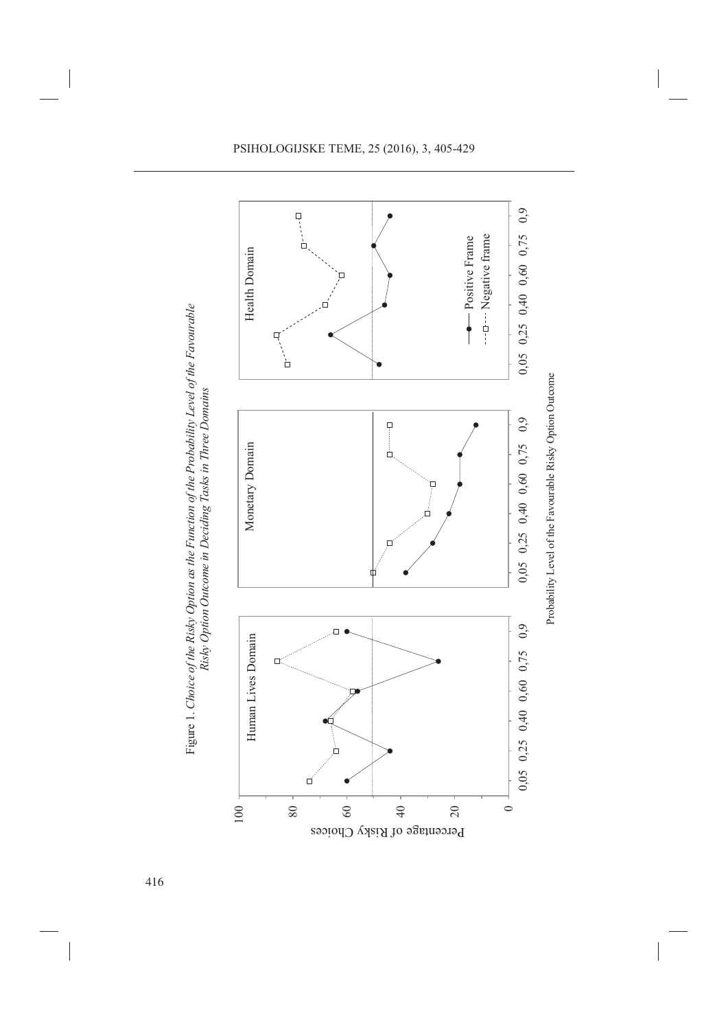Figure 1. *Choice of the Risky Option as the Function of the Probability Level of the Favourable Risky Option Outcome in Deciding Tasks in Three Domains*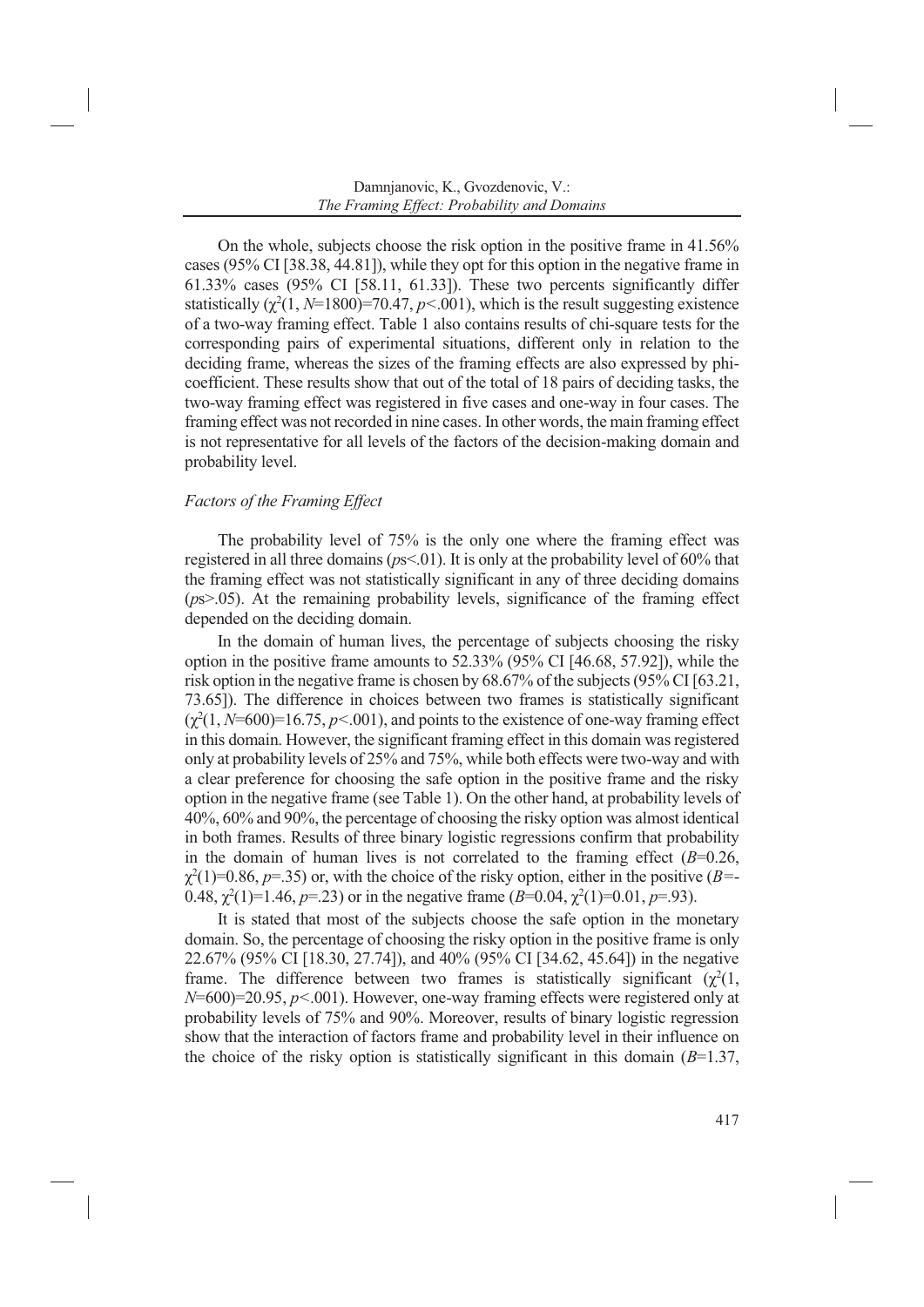On the whole, subjects choose the risk option in the positive frame in 41.56% cases (95% CI [38.38, 44.81]), while they opt for this option in the negative frame in 61.33% cases (95% CI [58.11, 61.33]). These two percents significantly differ statistically ($\chi^2(1, N=1800)=70.47$, $p<.001$), which is the result suggesting existence of a two-way framing effect. Table 1 also contains results of chi-square tests for the corresponding pairs of experimental situations, different only in relation to the deciding frame, whereas the sizes of the framing effects are also expressed by phi-coefficient. These results show that out of the total of 18 pairs of deciding tasks, the two-way framing effect was registered in five cases and one-way in four cases. The framing effect was not recorded in nine cases. In other words, the main framing effect is not representative for all levels of the factors of the decision-making domain and probability level.

### *Factors of the Framing Effect*

The probability level of 75% is the only one where the framing effect was registered in all three domains (*p*s<.01). It is only at the probability level of 60% that the framing effect was not statistically significant in any of three deciding domains (*p*s>.05). At the remaining probability levels, significance of the framing effect depended on the deciding domain.

In the domain of human lives, the percentage of subjects choosing the risky option in the positive frame amounts to 52.33% (95% CI [46.68, 57.92]), while the risk option in the negative frame is chosen by 68.67% of the subjects (95% CI [63.21, 73.65]). The difference in choices between two frames is statistically significant ($\chi^2(1, N=600)=16.75$, $p<.001$), and points to the existence of one-way framing effect in this domain. However, the significant framing effect in this domain was registered only at probability levels of 25% and 75%, while both effects were two-way and with a clear preference for choosing the safe option in the positive frame and the risky option in the negative frame (see Table 1). On the other hand, at probability levels of 40%, 60% and 90%, the percentage of choosing the risky option was almost identical in both frames. Results of three binary logistic regressions confirm that probability in the domain of human lives is not correlated to the framing effect ($B=0.26$, $\chi^2(1)=0.86$, $p=.35$) or, with the choice of the risky option, either in the positive ($B=-0.48$, $\chi^2(1)=1.46$, $p=.23$) or in the negative frame ($B=0.04$, $\chi^2(1)=0.01$, $p=.93$).

It is stated that most of the subjects choose the safe option in the monetary domain. So, the percentage of choosing the risky option in the positive frame is only 22.67% (95% CI [18.30, 27.74]), and 40% (95% CI [34.62, 45.64]) in the negative frame. The difference between two frames is statistically significant ($\chi^2(1, N=600)=20.95$, $p<.001$). However, one-way framing effects were registered only at probability levels of 75% and 90%. Moreover, results of binary logistic regression show that the interaction of factors frame and probability level in their influence on the choice of the risky option is statistically significant in this domain ($B=1.37$,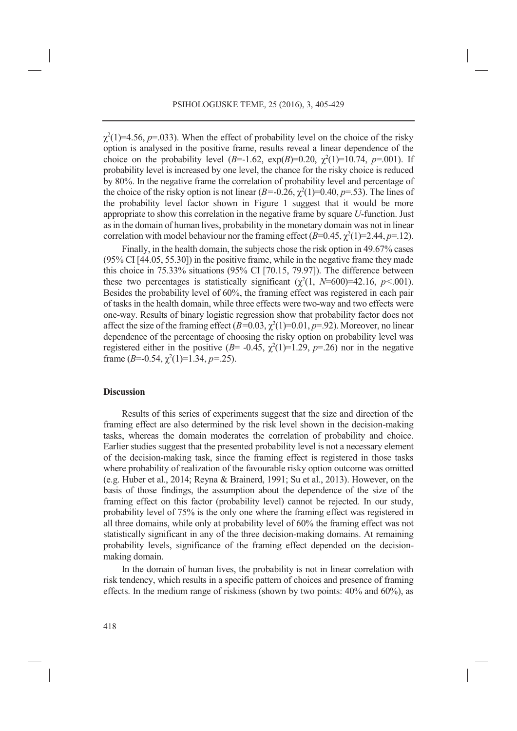$\chi^2(1)=4.56$, $p=.033$). When the effect of probability level on the choice of the risky option is analysed in the positive frame, results reveal a linear dependence of the choice on the probability level ($B=-1.62$, $\exp(B)=0.20$, $\chi^2(1)=10.74$, $p=.001$). If probability level is increased by one level, the chance for the risky choice is reduced by 80%. In the negative frame the correlation of probability level and percentage of the choice of the risky option is not linear ($B=-0.26$, $\chi^2(1)=0.40$, $p=.53$). The lines of the probability level factor shown in Figure 1 suggest that it would be more appropriate to show this correlation in the negative frame by square *U*-function. Just as in the domain of human lives, probability in the monetary domain was not in linear correlation with model behaviour nor the framing effect ($B=0.45$, $\chi^2(1)=2.44$, $p=.12$).

Finally, in the health domain, the subjects chose the risk option in 49.67% cases (95% CI [44.05, 55.30]) in the positive frame, while in the negative frame they made this choice in 75.33% situations (95% CI [70.15, 79.97]). The difference between these two percentages is statistically significant ($\chi^2(1, N=600)=42.16$, $p<.001$). Besides the probability level of 60%, the framing effect was registered in each pair of tasks in the health domain, while three effects were two-way and two effects were one-way. Results of binary logistic regression show that probability factor does not affect the size of the framing effect ($B=0.03$, $\chi^2(1)=0.01$, $p=.92$). Moreover, no linear dependence of the percentage of choosing the risky option on probability level was registered either in the positive ($B=-0.45$, $\chi^2(1)=1.29$, $p=.26$) nor in the negative frame ($B=-0.54$, $\chi^2(1)=1.34$, $p=.25$).

## Discussion

Results of this series of experiments suggest that the size and direction of the framing effect are also determined by the risk level shown in the decision-making tasks, whereas the domain moderates the correlation of probability and choice. Earlier studies suggest that the presented probability level is not a necessary element of the decision-making task, since the framing effect is registered in those tasks where probability of realization of the favourable risky option outcome was omitted (e.g. Huber et al., 2014; Reyna & Brainerd, 1991; Su et al., 2013). However, on the basis of those findings, the assumption about the dependence of the size of the framing effect on this factor (probability level) cannot be rejected. In our study, probability level of 75% is the only one where the framing effect was registered in all three domains, while only at probability level of 60% the framing effect was not statistically significant in any of the three decision-making domains. At remaining probability levels, significance of the framing effect depended on the decision-making domain.

In the domain of human lives, the probability is not in linear correlation with risk tendency, which results in a specific pattern of choices and presence of framing effects. In the medium range of riskiness (shown by two points: 40% and 60%), as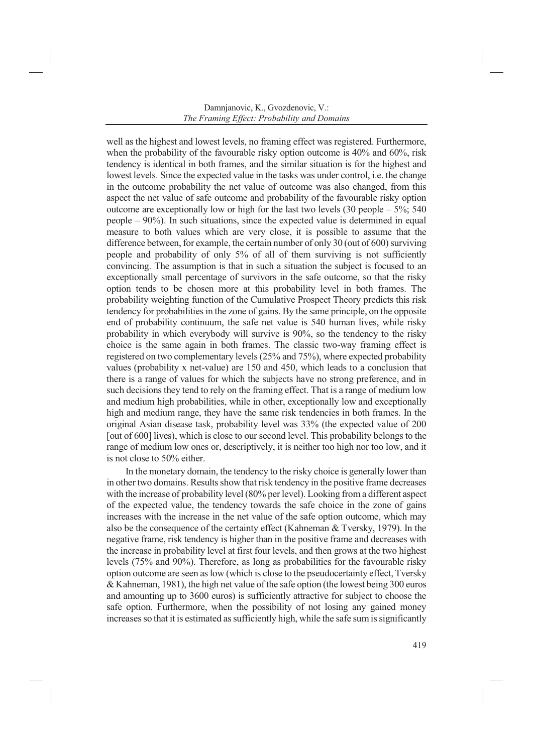well as the highest and lowest levels, no framing effect was registered. Furthermore, when the probability of the favourable risky option outcome is 40% and 60%, risk tendency is identical in both frames, and the similar situation is for the highest and lowest levels. Since the expected value in the tasks was under control, i.e. the change in the outcome probability the net value of outcome was also changed, from this aspect the net value of safe outcome and probability of the favourable risky option outcome are exceptionally low or high for the last two levels (30 people – 5%; 540 people – 90%). In such situations, since the expected value is determined in equal measure to both values which are very close, it is possible to assume that the difference between, for example, the certain number of only 30 (out of 600) surviving people and probability of only 5% of all of them surviving is not sufficiently convincing. The assumption is that in such a situation the subject is focused to an exceptionally small percentage of survivors in the safe outcome, so that the risky option tends to be chosen more at this probability level in both frames. The probability weighting function of the Cumulative Prospect Theory predicts this risk tendency for probabilities in the zone of gains. By the same principle, on the opposite end of probability continuum, the safe net value is 540 human lives, while risky probability in which everybody will survive is 90%, so the tendency to the risky choice is the same again in both frames. The classic two-way framing effect is registered on two complementary levels (25% and 75%), where expected probability values (probability x net-value) are 150 and 450, which leads to a conclusion that there is a range of values for which the subjects have no strong preference, and in such decisions they tend to rely on the framing effect. That is a range of medium low and medium high probabilities, while in other, exceptionally low and exceptionally high and medium range, they have the same risk tendencies in both frames. In the original Asian disease task, probability level was 33% (the expected value of 200 [out of 600] lives), which is close to our second level. This probability belongs to the range of medium low ones or, descriptively, it is neither too high nor too low, and it is not close to 50% either.

In the monetary domain, the tendency to the risky choice is generally lower than in other two domains. Results show that risk tendency in the positive frame decreases with the increase of probability level (80% per level). Looking from a different aspect of the expected value, the tendency towards the safe choice in the zone of gains increases with the increase in the net value of the safe option outcome, which may also be the consequence of the certainty effect (Kahneman & Tversky, 1979). In the negative frame, risk tendency is higher than in the positive frame and decreases with the increase in probability level at first four levels, and then grows at the two highest levels (75% and 90%). Therefore, as long as probabilities for the favourable risky option outcome are seen as low (which is close to the pseudocertainty effect, Tversky & Kahneman, 1981), the high net value of the safe option (the lowest being 300 euros and amounting up to 3600 euros) is sufficiently attractive for subject to choose the safe option. Furthermore, when the possibility of not losing any gained money increases so that it is estimated as sufficiently high, while the safe sum is significantly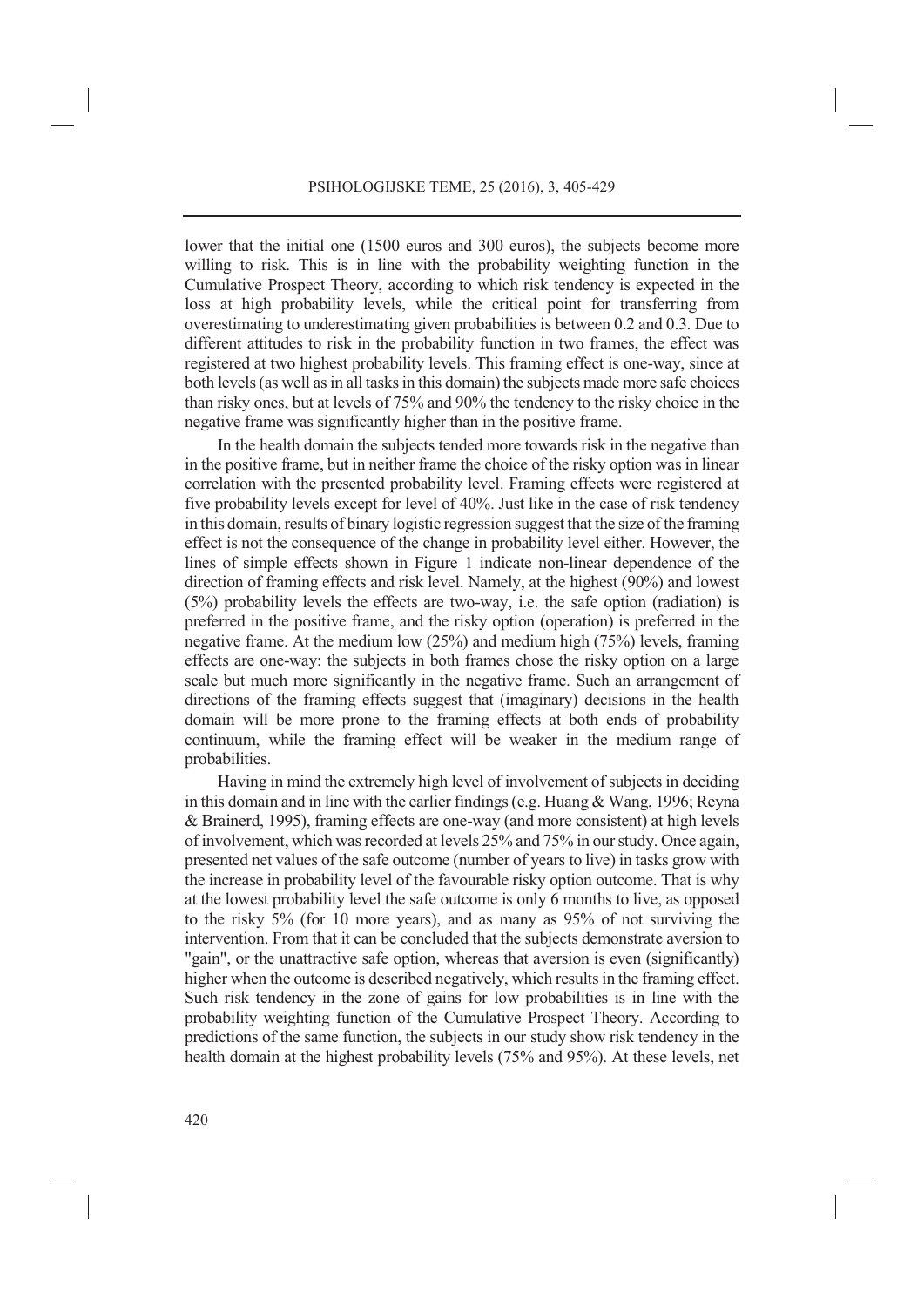lower that the initial one (1500 euros and 300 euros), the subjects become more willing to risk. This is in line with the probability weighting function in the Cumulative Prospect Theory, according to which risk tendency is expected in the loss at high probability levels, while the critical point for transferring from overestimating to underestimating given probabilities is between 0.2 and 0.3. Due to different attitudes to risk in the probability function in two frames, the effect was registered at two highest probability levels. This framing effect is one-way, since at both levels (as well as in all tasks in this domain) the subjects made more safe choices than risky ones, but at levels of 75% and 90% the tendency to the risky choice in the negative frame was significantly higher than in the positive frame.

In the health domain the subjects tended more towards risk in the negative than in the positive frame, but in neither frame the choice of the risky option was in linear correlation with the presented probability level. Framing effects were registered at five probability levels except for level of 40%. Just like in the case of risk tendency in this domain, results of binary logistic regression suggest that the size of the framing effect is not the consequence of the change in probability level either. However, the lines of simple effects shown in Figure 1 indicate non-linear dependence of the direction of framing effects and risk level. Namely, at the highest (90%) and lowest (5%) probability levels the effects are two-way, i.e. the safe option (radiation) is preferred in the positive frame, and the risky option (operation) is preferred in the negative frame. At the medium low (25%) and medium high (75%) levels, framing effects are one-way: the subjects in both frames chose the risky option on a large scale but much more significantly in the negative frame. Such an arrangement of directions of the framing effects suggest that (imaginary) decisions in the health domain will be more prone to the framing effects at both ends of probability continuum, while the framing effect will be weaker in the medium range of probabilities.

Having in mind the extremely high level of involvement of subjects in deciding in this domain and in line with the earlier findings (e.g. Huang & Wang, 1996; Reyna & Brainerd, 1995), framing effects are one-way (and more consistent) at high levels of involvement, which was recorded at levels 25% and 75% in our study. Once again, presented net values of the safe outcome (number of years to live) in tasks grow with the increase in probability level of the favourable risky option outcome. That is why at the lowest probability level the safe outcome is only 6 months to live, as opposed to the risky 5% (for 10 more years), and as many as 95% of not surviving the intervention. From that it can be concluded that the subjects demonstrate aversion to "gain", or the unattractive safe option, whereas that aversion is even (significantly) higher when the outcome is described negatively, which results in the framing effect. Such risk tendency in the zone of gains for low probabilities is in line with the probability weighting function of the Cumulative Prospect Theory. According to predictions of the same function, the subjects in our study show risk tendency in the health domain at the highest probability levels (75% and 95%). At these levels, net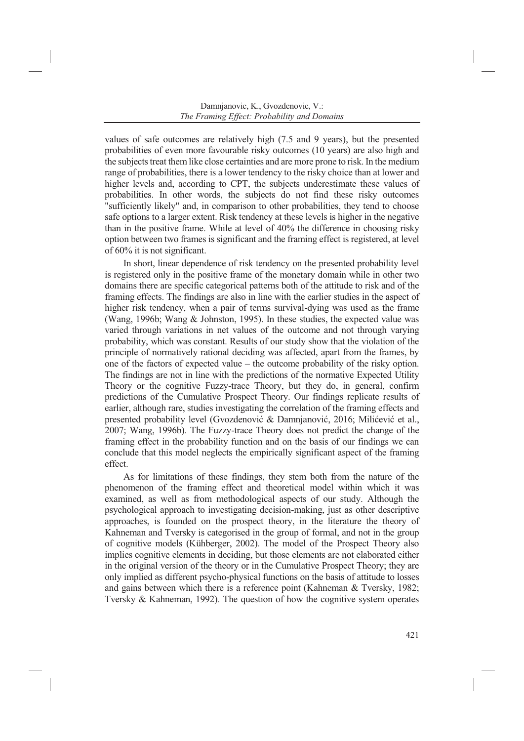values of safe outcomes are relatively high (7.5 and 9 years), but the presented probabilities of even more favourable risky outcomes (10 years) are also high and the subjects treat them like close certainties and are more prone to risk. In the medium range of probabilities, there is a lower tendency to the risky choice than at lower and higher levels and, according to CPT, the subjects underestimate these values of probabilities. In other words, the subjects do not find these risky outcomes "sufficiently likely" and, in comparison to other probabilities, they tend to choose safe options to a larger extent. Risk tendency at these levels is higher in the negative than in the positive frame. While at level of 40% the difference in choosing risky option between two frames is significant and the framing effect is registered, at level of 60% it is not significant.

In short, linear dependence of risk tendency on the presented probability level is registered only in the positive frame of the monetary domain while in other two domains there are specific categorical patterns both of the attitude to risk and of the framing effects. The findings are also in line with the earlier studies in the aspect of higher risk tendency, when a pair of terms survival-dying was used as the frame (Wang, 1996b; Wang & Johnston, 1995). In these studies, the expected value was varied through variations in net values of the outcome and not through varying probability, which was constant. Results of our study show that the violation of the principle of normatively rational deciding was affected, apart from the frames, by one of the factors of expected value – the outcome probability of the risky option. The findings are not in line with the predictions of the normative Expected Utility Theory or the cognitive Fuzzy-trace Theory, but they do, in general, confirm predictions of the Cumulative Prospect Theory. Our findings replicate results of earlier, although rare, studies investigating the correlation of the framing effects and presented probability level (Gvozdenović & Damnjanović, 2016; Milićević et al., 2007; Wang, 1996b). The Fuzzy-trace Theory does not predict the change of the framing effect in the probability function and on the basis of our findings we can conclude that this model neglects the empirically significant aspect of the framing effect.

As for limitations of these findings, they stem both from the nature of the phenomenon of the framing effect and theoretical model within which it was examined, as well as from methodological aspects of our study. Although the psychological approach to investigating decision-making, just as other descriptive approaches, is founded on the prospect theory, in the literature the theory of Kahneman and Tversky is categorised in the group of formal, and not in the group of cognitive models (Kühberger, 2002). The model of the Prospect Theory also implies cognitive elements in deciding, but those elements are not elaborated either in the original version of the theory or in the Cumulative Prospect Theory; they are only implied as different psycho-physical functions on the basis of attitude to losses and gains between which there is a reference point (Kahneman & Tversky, 1982; Tversky & Kahneman, 1992). The question of how the cognitive system operates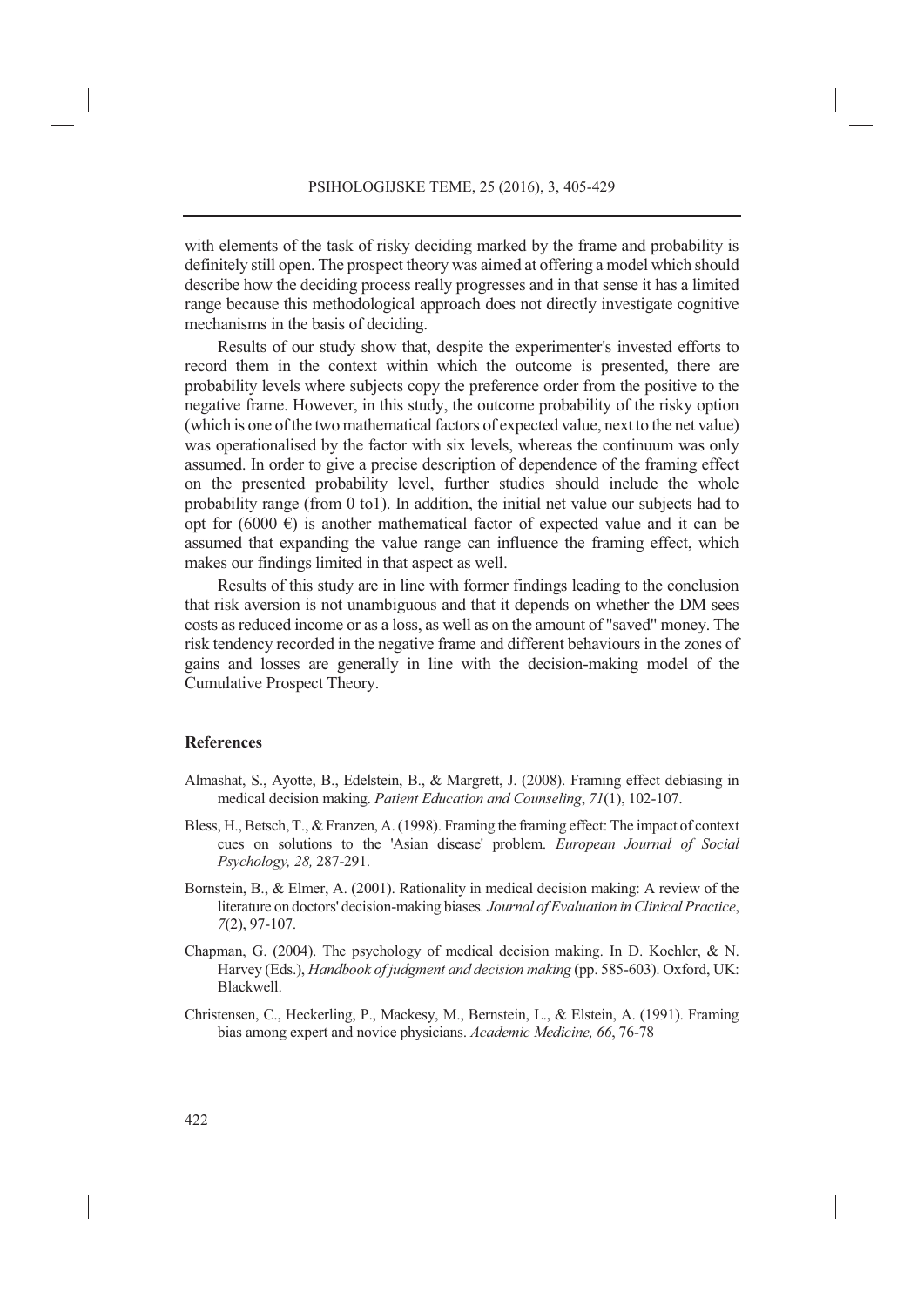with elements of the task of risky deciding marked by the frame and probability is definitely still open. The prospect theory was aimed at offering a model which should describe how the deciding process really progresses and in that sense it has a limited range because this methodological approach does not directly investigate cognitive mechanisms in the basis of deciding.

Results of our study show that, despite the experimenter's invested efforts to record them in the context within which the outcome is presented, there are probability levels where subjects copy the preference order from the positive to the negative frame. However, in this study, the outcome probability of the risky option (which is one of the two mathematical factors of expected value, next to the net value) was operationalised by the factor with six levels, whereas the continuum was only assumed. In order to give a precise description of dependence of the framing effect on the presented probability level, further studies should include the whole probability range (from 0 to1). In addition, the initial net value our subjects had to opt for (6000 €) is another mathematical factor of expected value and it can be assumed that expanding the value range can influence the framing effect, which makes our findings limited in that aspect as well.

Results of this study are in line with former findings leading to the conclusion that risk aversion is not unambiguous and that it depends on whether the DM sees costs as reduced income or as a loss, as well as on the amount of "saved" money. The risk tendency recorded in the negative frame and different behaviours in the zones of gains and losses are generally in line with the decision-making model of the Cumulative Prospect Theory.

## References

Almashat, S., Ayotte, B., Edelstein, B., & Margrett, J. (2008). Framing effect debiasing in medical decision making. *Patient Education and Counseling*, *71*(1), 102-107.

Bless, H., Betsch, T., & Franzen, A. (1998). Framing the framing effect: The impact of context cues on solutions to the 'Asian disease' problem. *European Journal of Social Psychology, 28,* 287-291.

Bornstein, B., & Elmer, A. (2001). Rationality in medical decision making: A review of the literature on doctors' decision-making biases. *Journal of Evaluation in Clinical Practice*, *7*(2), 97-107.

Chapman, G. (2004). The psychology of medical decision making. In D. Koehler, & N. Harvey (Eds.), *Handbook of judgment and decision making* (pp. 585-603). Oxford, UK: Blackwell.

Christensen, C., Heckerling, P., Mackesy, M., Bernstein, L., & Elstein, A. (1991). Framing bias among expert and novice physicians. *Academic Medicine, 66*, 76-78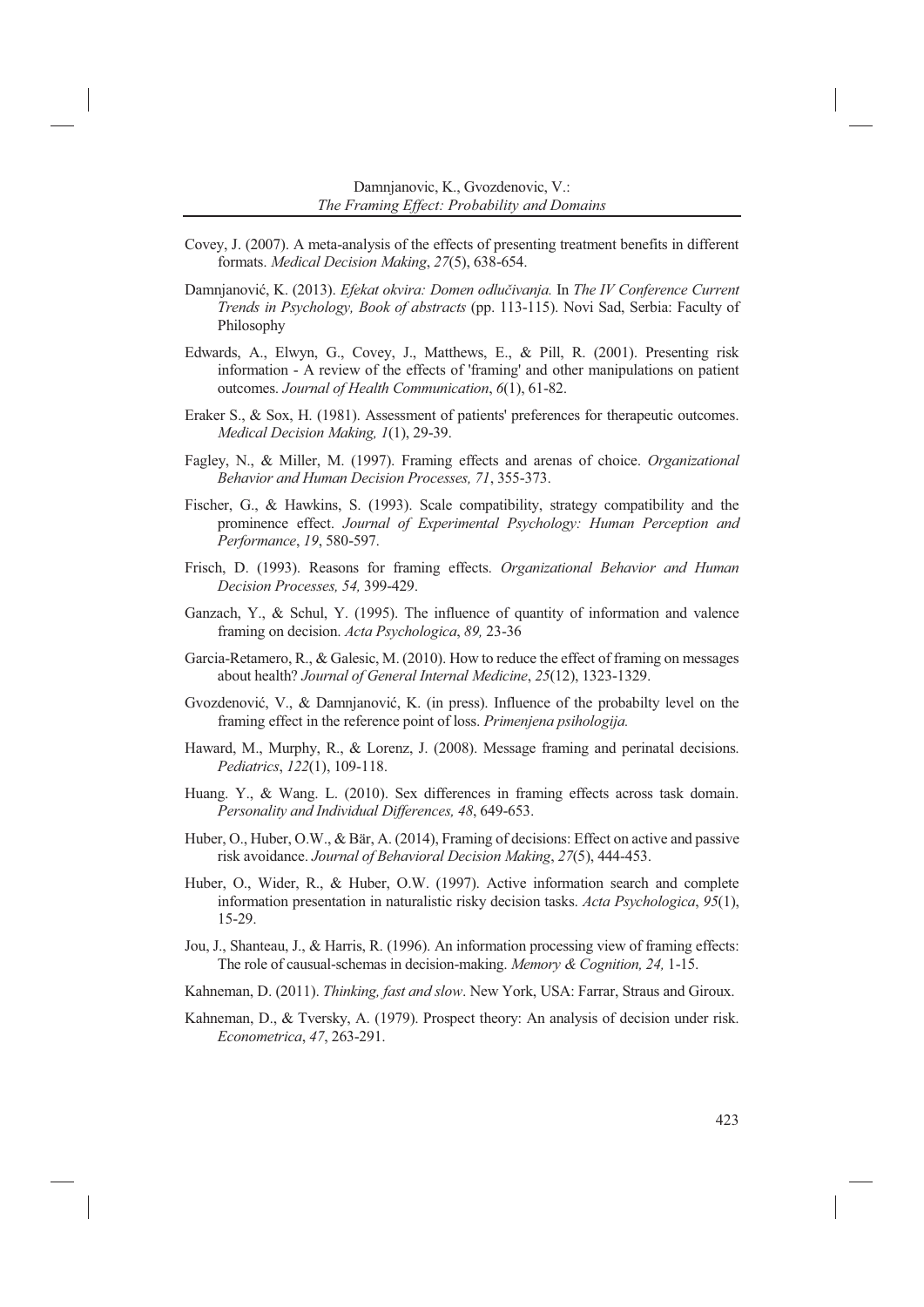Covey, J. (2007). A meta-analysis of the effects of presenting treatment benefits in different formats. *Medical Decision Making*, *27*(5), 638-654.

Damnjanović, K. (2013). *Efekat okvira: Domen odlučivanja.* In *The IV Conference Current Trends in Psychology, Book of abstracts* (pp. 113-115). Novi Sad, Serbia: Faculty of Philosophy

Edwards, A., Elwyn, G., Covey, J., Matthews, E., & Pill, R. (2001). Presenting risk information - A review of the effects of 'framing' and other manipulations on patient outcomes. *Journal of Health Communication*, *6*(1), 61-82.

Eraker S., & Sox, H. (1981). Assessment of patients' preferences for therapeutic outcomes. *Medical Decision Making, 1*(1), 29-39.

Fagley, N., & Miller, M. (1997). Framing effects and arenas of choice. *Organizational Behavior and Human Decision Processes, 71*, 355-373.

Fischer, G., & Hawkins, S. (1993). Scale compatibility, strategy compatibility and the prominence effect. *Journal of Experimental Psychology: Human Perception and Performance*, *19*, 580-597.

Frisch, D. (1993). Reasons for framing effects. *Organizational Behavior and Human Decision Processes, 54,* 399-429.

Ganzach, Y., & Schul, Y. (1995). The influence of quantity of information and valence framing on decision. *Acta Psychologica*, *89,* 23-36

Garcia-Retamero, R., & Galesic, M. (2010). How to reduce the effect of framing on messages about health? *Journal of General Internal Medicine*, *25*(12), 1323-1329.

Gvozdenović, V., & Damnjanović, K. (in press). Influence of the probabilty level on the framing effect in the reference point of loss. *Primenjena psihologija.*

Haward, M., Murphy, R., & Lorenz, J. (2008). Message framing and perinatal decisions. *Pediatrics*, *122*(1), 109-118.

Huang. Y., & Wang. L. (2010). Sex differences in framing effects across task domain. *Personality and Individual Differences, 48*, 649-653.

Huber, O., Huber, O.W., & Bär, A. (2014), Framing of decisions: Effect on active and passive risk avoidance. *Journal of Behavioral Decision Making*, *27*(5), 444-453.

Huber, O., Wider, R., & Huber, O.W. (1997). Active information search and complete information presentation in naturalistic risky decision tasks. *Acta Psychologica*, *95*(1), 15-29.

Jou, J., Shanteau, J., & Harris, R. (1996). An information processing view of framing effects: The role of causual-schemas in decision-making. *Memory & Cognition, 24,* 1-15.

Kahneman, D. (2011). *Thinking, fast and slow*. New York, USA: Farrar, Straus and Giroux.

Kahneman, D., & Tversky, A. (1979). Prospect theory: An analysis of decision under risk. *Econometrica*, *47*, 263-291.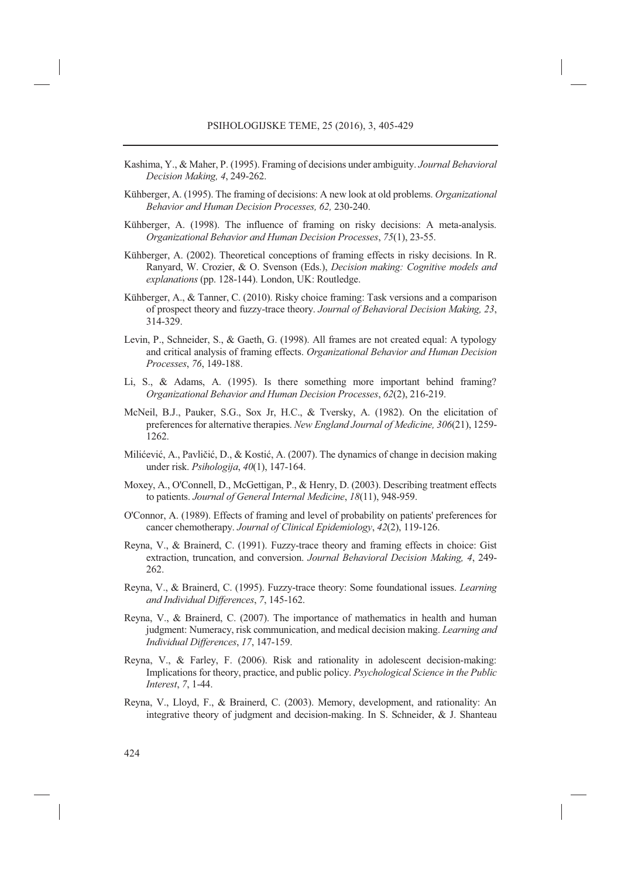Kashima, Y., & Maher, P. (1995). Framing of decisions under ambiguity. *Journal Behavioral Decision Making, 4*, 249-262.

Kühberger, A. (1995). The framing of decisions: A new look at old problems. *Organizational Behavior and Human Decision Processes, 62,* 230-240.

Kühberger, A. (1998). The influence of framing on risky decisions: A meta-analysis. *Organizational Behavior and Human Decision Processes*, *75*(1), 23-55.

Kühberger, A. (2002). Theoretical conceptions of framing effects in risky decisions. In R. Ranyard, W. Crozier, & O. Svenson (Eds.), *Decision making: Cognitive models and explanations* (pp. 128-144). London, UK: Routledge.

Kühberger, A., & Tanner, C. (2010). Risky choice framing: Task versions and a comparison of prospect theory and fuzzy-trace theory. *Journal of Behavioral Decision Making, 23*, 314-329.

Levin, P., Schneider, S., & Gaeth, G. (1998). All frames are not created equal: A typology and critical analysis of framing effects. *Organizational Behavior and Human Decision Processes*, *76*, 149-188.

Li, S., & Adams, A. (1995). Is there something more important behind framing? *Organizational Behavior and Human Decision Processes*, *62*(2), 216-219.

McNeil, B.J., Pauker, S.G., Sox Jr, H.C., & Tversky, A. (1982). On the elicitation of preferences for alternative therapies. *New England Journal of Medicine, 306*(21), 1259-1262.

Milićević, A., Pavličić, D., & Kostić, A. (2007). The dynamics of change in decision making under risk. *Psihologija*, *40*(1), 147-164.

Moxey, A., O'Connell, D., McGettigan, P., & Henry, D. (2003). Describing treatment effects to patients. *Journal of General Internal Medicine*, *18*(11), 948-959.

O'Connor, A. (1989). Effects of framing and level of probability on patients' preferences for cancer chemotherapy. *Journal of Clinical Epidemiology*, *42*(2), 119-126.

Reyna, V., & Brainerd, C. (1991). Fuzzy-trace theory and framing effects in choice: Gist extraction, truncation, and conversion. *Journal Behavioral Decision Making, 4*, 249-262.

Reyna, V., & Brainerd, C. (1995). Fuzzy-trace theory: Some foundational issues. *Learning and Individual Differences*, *7*, 145-162.

Reyna, V., & Brainerd, C. (2007). The importance of mathematics in health and human judgment: Numeracy, risk communication, and medical decision making. *Learning and Individual Differences*, *17*, 147-159.

Reyna, V., & Farley, F. (2006). Risk and rationality in adolescent decision-making: Implications for theory, practice, and public policy. *Psychological Science in the Public Interest*, *7*, 1-44.

Reyna, V., Lloyd, F., & Brainerd, C. (2003). Memory, development, and rationality: An integrative theory of judgment and decision-making. In S. Schneider, & J. Shanteau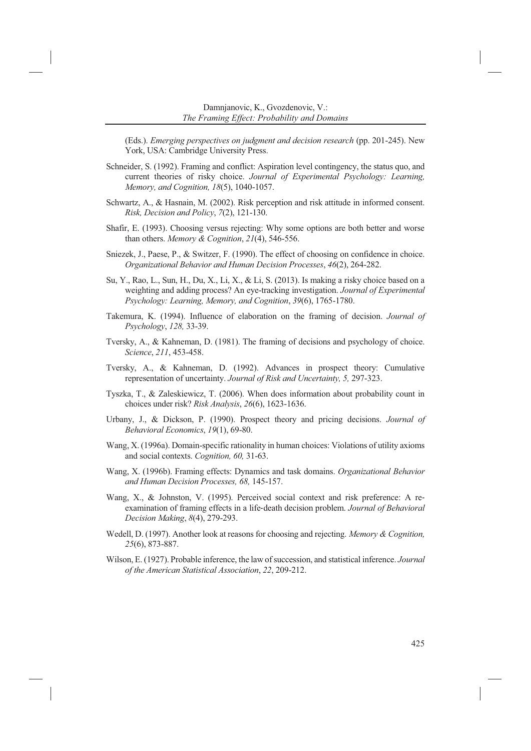(Eds.). *Emerging perspectives on judgment and decision research* (pp. 201-245). New York, USA: Cambridge University Press.

Schneider, S. (1992). Framing and conflict: Aspiration level contingency, the status quo, and current theories of risky choice. *Journal of Experimental Psychology: Learning, Memory, and Cognition, 18*(5), 1040-1057.

Schwartz, A., & Hasnain, M. (2002). Risk perception and risk attitude in informed consent. *Risk, Decision and Policy*, *7*(2), 121-130.

Shafir, E. (1993). Choosing versus rejecting: Why some options are both better and worse than others. *Memory & Cognition*, *21*(4), 546-556.

Sniezek, J., Paese, P., & Switzer, F. (1990). The effect of choosing on confidence in choice. *Organizational Behavior and Human Decision Processes*, *46*(2), 264-282.

Su, Y., Rao, L., Sun, H., Du, X., Li, X., & Li, S. (2013). Is making a risky choice based on a weighting and adding process? An eye-tracking investigation. *Journal of Experimental Psychology: Learning, Memory, and Cognition*, *39*(6), 1765-1780.

Takemura, K. (1994). Influence of elaboration on the framing of decision. *Journal of Psychology*, *128,* 33-39.

Tversky, A., & Kahneman, D. (1981). The framing of decisions and psychology of choice. *Science*, *211*, 453-458.

Tversky, A., & Kahneman, D. (1992). Advances in prospect theory: Cumulative representation of uncertainty. *Journal of Risk and Uncertainty, 5,* 297-323.

Tyszka, T., & Zaleskiewicz, T. (2006). When does information about probability count in choices under risk? *Risk Analysis*, *26*(6), 1623-1636.

Urbany, J., & Dickson, P. (1990). Prospect theory and pricing decisions. *Journal of Behavioral Economics*, *19*(1), 69-80.

Wang, X. (1996a). Domain-specific rationality in human choices: Violations of utility axioms and social contexts. *Cognition, 60,* 31-63.

Wang, X. (1996b). Framing effects: Dynamics and task domains. *Organizational Behavior and Human Decision Processes, 68,* 145-157.

Wang, X., & Johnston, V. (1995). Perceived social context and risk preference: A re-examination of framing effects in a life‐death decision problem. *Journal of Behavioral Decision Making*, *8*(4), 279-293.

Wedell, D. (1997). Another look at reasons for choosing and rejecting. *Memory & Cognition, 25*(6), 873-887.

Wilson, E. (1927). Probable inference, the law of succession, and statistical inference. *Journal of the American Statistical Association*, *22*, 209-212.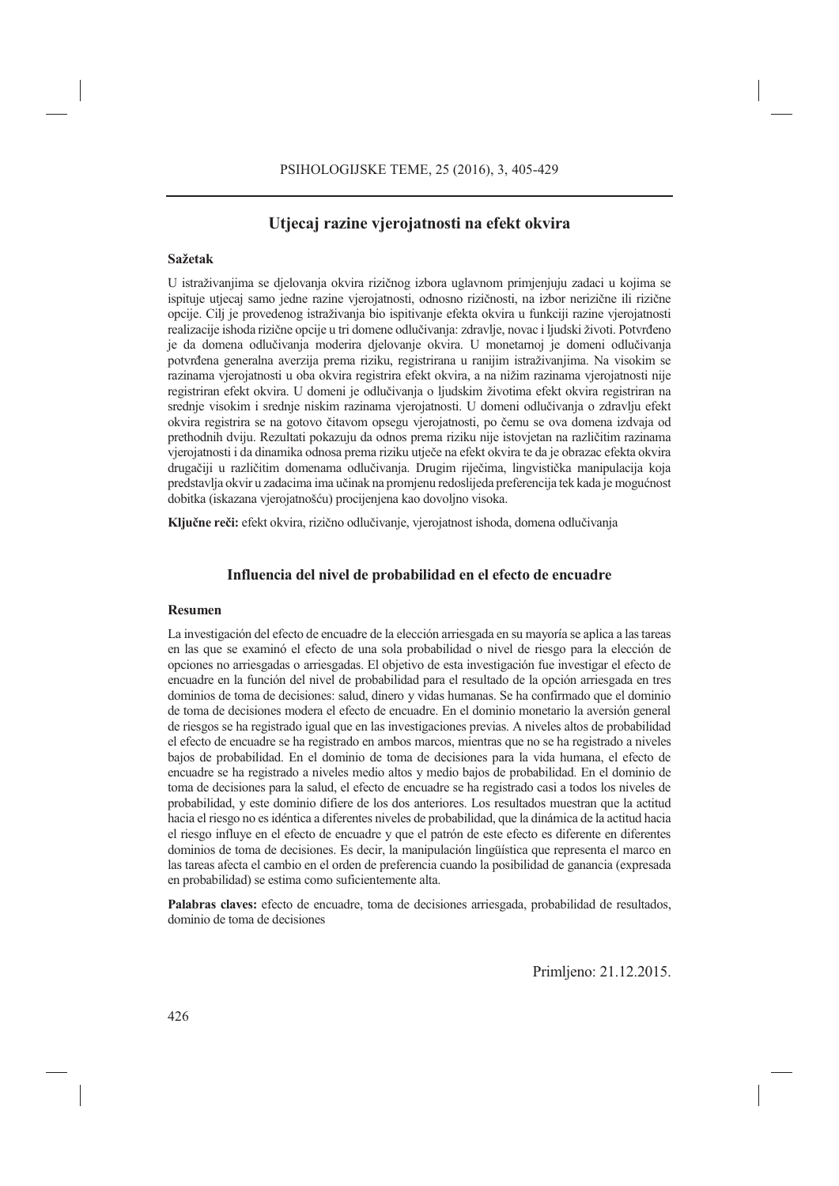## Utjecaj razine vjerojatnosti na efekt okvira

### Sažetak

U istraživanjima se djelovanja okvira rizičnog izbora uglavnom primjenjuju zadaci u kojima se ispituje utjecaj samo jedne razine vjerojatnosti, odnosno rizičnosti, na izbor nerizične ili rizične opcije. Cilj je provedenog istraživanja bio ispitivanje efekta okvira u funkciji razine vjerojatnosti realizacije ishoda rizične opcije u tri domene odlučivanja: zdravlje, novac i ljudski životi. Potvrđeno je da domena odlučivanja moderira djelovanje okvira. U monetarnoj je domeni odlučivanja potvrđena generalna averzija prema riziku, registrirana u ranijim istraživanjima. Na visokim se razinama vjerojatnosti u oba okvira registrira efekt okvira, a na nižim razinama vjerojatnosti nije registriran efekt okvira. U domeni je odlučivanja o ljudskim životima efekt okvira registriran na srednje visokim i srednje niskim razinama vjerojatnosti. U domeni odlučivanja o zdravlju efekt okvira registrira se na gotovo čitavom opsegu vjerojatnosti, po čemu se ova domena izdvaja od prethodnih dviju. Rezultati pokazuju da odnos prema riziku nije istovjetan na različitim razinama vjerojatnosti i da dinamika odnosa prema riziku utječe na efekt okvira te da je obrazac efekta okvira drugačiji u različitim domenama odlučivanja. Drugim riječima, lingvistička manipulacija koja predstavlja okvir u zadacima ima učinak na promjenu redoslijeda preferencija tek kada je mogućnost dobitka (iskazana vjerojatnošću) procijenjena kao dovoljno visoka.

**Ključne reči:** efekt okvira, rizično odlučivanje, vjerojatnost ishoda, domena odlučivanja

## Influencia del nivel de probabilidad en el efecto de encuadre

### Resumen

La investigación del efecto de encuadre de la elección arriesgada en su mayoría se aplica a las tareas en las que se examinó el efecto de una sola probabilidad o nivel de riesgo para la elección de opciones no arriesgadas o arriesgadas. El objetivo de esta investigación fue investigar el efecto de encuadre en la función del nivel de probabilidad para el resultado de la opción arriesgada en tres dominios de toma de decisiones: salud, dinero y vidas humanas. Se ha confirmado que el dominio de toma de decisiones modera el efecto de encuadre. En el dominio monetario la aversión general de riesgos se ha registrado igual que en las investigaciones previas. A niveles altos de probabilidad el efecto de encuadre se ha registrado en ambos marcos, mientras que no se ha registrado a niveles bajos de probabilidad. En el dominio de toma de decisiones para la vida humana, el efecto de encuadre se ha registrado a niveles medio altos y medio bajos de probabilidad. En el dominio de toma de decisiones para la salud, el efecto de encuadre se ha registrado casi a todos los niveles de probabilidad, y este dominio difiere de los dos anteriores. Los resultados muestran que la actitud hacia el riesgo no es idéntica a diferentes niveles de probabilidad, que la dinámica de la actitud hacia el riesgo influye en el efecto de encuadre y que el patrón de este efecto es diferente en diferentes dominios de toma de decisiones. Es decir, la manipulación lingüística que representa el marco en las tareas afecta el cambio en el orden de preferencia cuando la posibilidad de ganancia (expresada en probabilidad) se estima como suficientemente alta.

**Palabras claves:** efecto de encuadre, toma de decisiones arriesgada, probabilidad de resultados, dominio de toma de decisiones

Primljeno: 21.12.2015.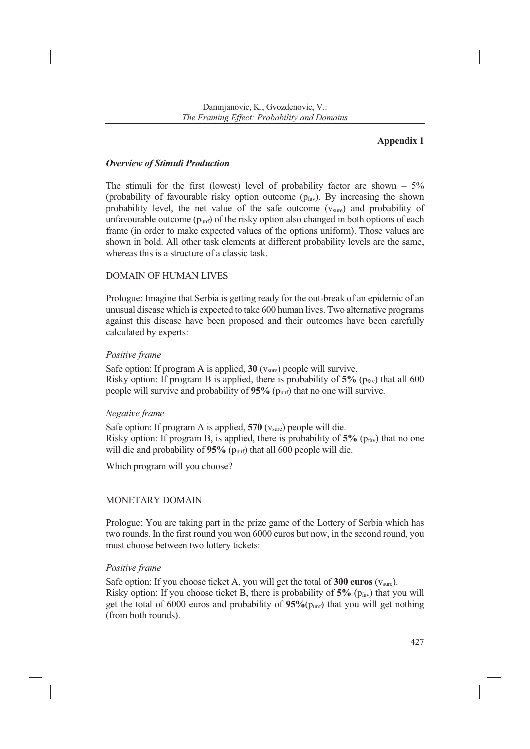**Appendix 1**

***Overview of Stimuli Production***

The stimuli for the first (lowest) level of probability factor are shown – 5% (probability of favourable risky option outcome ($p_{fav}$). By increasing the shown probability level, the net value of the safe outcome ($v_{sure}$) and probability of unfavourable outcome ($p_{unf}$) of the risky option also changed in both options of each frame (in order to make expected values of the options uniform). Those values are shown in bold. All other task elements at different probability levels are the same, whereas this is a structure of a classic task.

DOMAIN OF HUMAN LIVES

Prologue: Imagine that Serbia is getting ready for the out-break of an epidemic of an unusual disease which is expected to take 600 human lives. Two alternative programs against this disease have been proposed and their outcomes have been carefully calculated by experts:

*Positive frame*

Safe option: If program A is applied, **30** ($v_{sure}$) people will survive.
Risky option: If program B is applied, there is probability of **5%** ($p_{fav}$) that all 600 people will survive and probability of **95%** ($p_{unf}$) that no one will survive.

*Negative frame*

Safe option: If program A is applied, **570** ($v_{sure}$) people will die.
Risky option: If program B, is applied, there is probability of **5%** ($p_{fav}$) that no one will die and probability of **95%** ($p_{unf}$) that all 600 people will die.

Which program will you choose?

MONETARY DOMAIN

Prologue: You are taking part in the prize game of the Lottery of Serbia which has two rounds. In the first round you won 6000 euros but now, in the second round, you must choose between two lottery tickets:

*Positive frame*

Safe option: If you choose ticket A, you will get the total of **300 euros** ($v_{sure}$).
Risky option: If you choose ticket B, there is probability of **5%** ($p_{fav}$) that you will get the total of 6000 euros and probability of **95%**($p_{unf}$) that you will get nothing (from both rounds).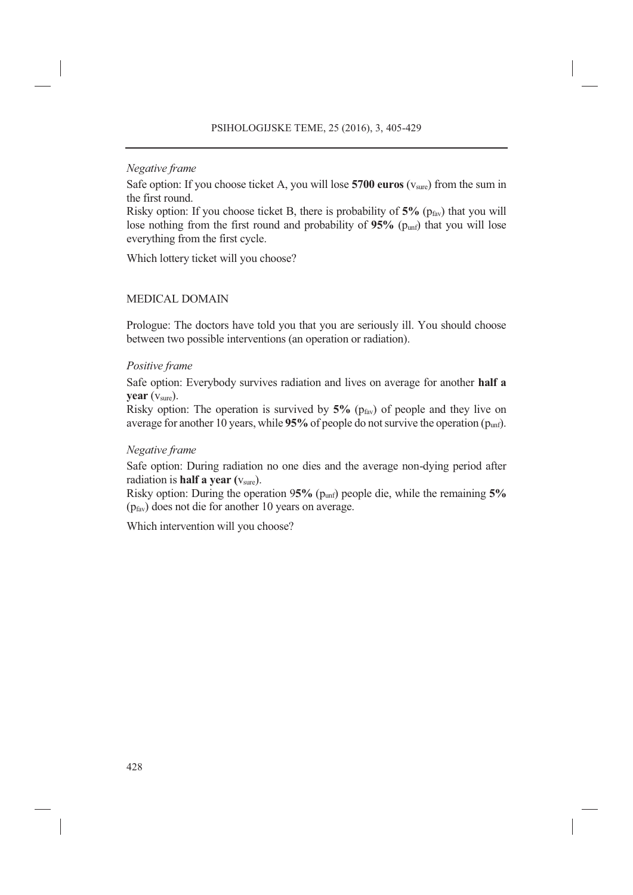*Negative frame*

Safe option: If you choose ticket A, you will lose **5700 euros** ($v_{sure}$) from the sum in the first round.

Risky option: If you choose ticket B, there is probability of **5%** ($p_{fav}$) that you will lose nothing from the first round and probability of **95%** ($p_{unf}$) that you will lose everything from the first cycle.

Which lottery ticket will you choose?

MEDICAL DOMAIN

Prologue: The doctors have told you that you are seriously ill. You should choose between two possible interventions (an operation or radiation).

*Positive frame*

Safe option: Everybody survives radiation and lives on average for another **half a year** ($v_{sure}$).

Risky option: The operation is survived by **5%** ($p_{fav}$) of people and they live on average for another 10 years, while **95%** of people do not survive the operation ($p_{unf}$).

*Negative frame*

Safe option: During radiation no one dies and the average non-dying period after radiation is **half a year (**$v_{sure}$).

Risky option: During the operation 9**5%** ($p_{unf}$) people die, while the remaining **5%** ($p_{fav}$) does not die for another 10 years on average.

Which intervention will you choose?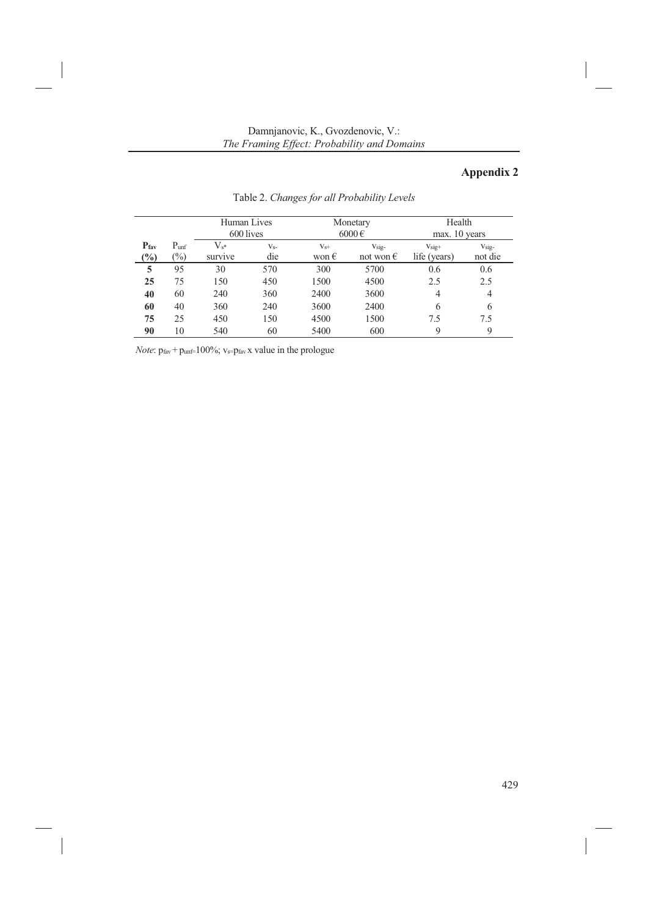## Appendix 2

Table 2. *Changes for all Probability Levels*

| | | Human Lives 600 lives | | Monetary 6000 € | | Health max. 10 years | |
|---|---|---|---|---|---|---|---|
| **$P_{fav}$ (%)** | $P_{unf}$ (%) | $V_{s*}$ survive | $V_{s-}$ die | $V_{s+}$ won € | $V_{sig-}$ not won € | $V_{sig+}$ life (years) | $V_{sig-}$ not die |
| **5** | 95 | 30 | 570 | 300 | 5700 | 0.6 | 0.6 |
| **25** | 75 | 150 | 450 | 1500 | 4500 | 2.5 | 2.5 |
| **40** | 60 | 240 | 360 | 2400 | 3600 | 4 | 4 |
| **60** | 40 | 360 | 240 | 3600 | 2400 | 6 | 6 |
| **75** | 25 | 450 | 150 | 4500 | 1500 | 7.5 | 7.5 |
| **90** | 10 | 540 | 60 | 5400 | 600 | 9 | 9 |

*Note*: $p_{fav} + p_{unf} = 100\%$; $v_s = p_{fav}$ x value in the prologue